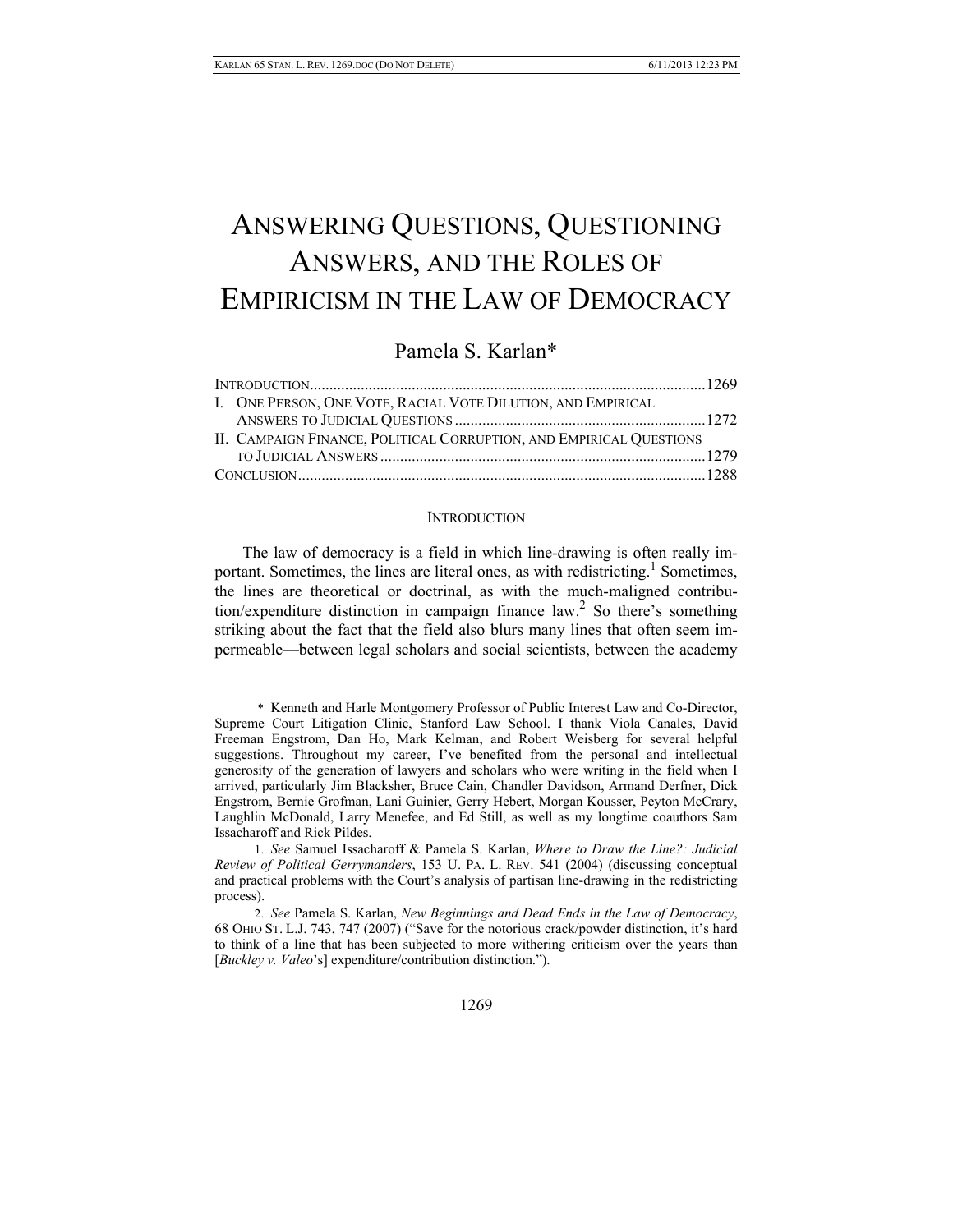# ANSWERING QUESTIONS, QUESTIONING ANSWERS, AND THE ROLES OF EMPIRICISM IN THE LAW OF DEMOCRACY

Pamela S. Karlan*

INTRODUCTION .......... 1269

I. ONE PERSON, ONE VOTE, RACIAL VOTE DILUTION, AND EMPIRICAL ANSWERS TO JUDICIAL QUESTIONS .......... 1272

II. CAMPAIGN FINANCE, POLITICAL CORRUPTION, AND EMPIRICAL QUESTIONS TO JUDICIAL ANSWERS .......... 1279

CONCLUSION .......... 1288

## INTRODUCTION

The law of democracy is a field in which line-drawing is often really important. Sometimes, the lines are literal ones, as with redistricting.[1] Sometimes, the lines are theoretical or doctrinal, as with the much-maligned contribution/expenditure distinction in campaign finance law.[2] So there's something striking about the fact that the field also blurs many lines that often seem impermeable—between legal scholars and social scientists, between the academy

---

\* Kenneth and Harle Montgomery Professor of Public Interest Law and Co-Director, Supreme Court Litigation Clinic, Stanford Law School. I thank Viola Canales, David Freeman Engstrom, Dan Ho, Mark Kelman, and Robert Weisberg for several helpful suggestions. Throughout my career, I've benefited from the personal and intellectual generosity of the generation of lawyers and scholars who were writing in the field when I arrived, particularly Jim Blacksher, Bruce Cain, Chandler Davidson, Armand Derfner, Dick Engstrom, Bernie Grofman, Lani Guinier, Gerry Hebert, Morgan Kousser, Peyton McCrary, Laughlin McDonald, Larry Menefee, and Ed Still, as well as my longtime coauthors Sam Issacharoff and Rick Pildes.

1. *See* Samuel Issacharoff & Pamela S. Karlan, *Where to Draw the Line?: Judicial Review of Political Gerrymanders*, 153 U. PA. L. REV. 541 (2004) (discussing conceptual and practical problems with the Court's analysis of partisan line-drawing in the redistricting process).

2. *See* Pamela S. Karlan, *New Beginnings and Dead Ends in the Law of Democracy*, 68 OHIO ST. L.J. 743, 747 (2007) ("Save for the notorious crack/powder distinction, it's hard to think of a line that has been subjected to more withering criticism over the years than [*Buckley v. Valeo*'s] expenditure/contribution distinction.").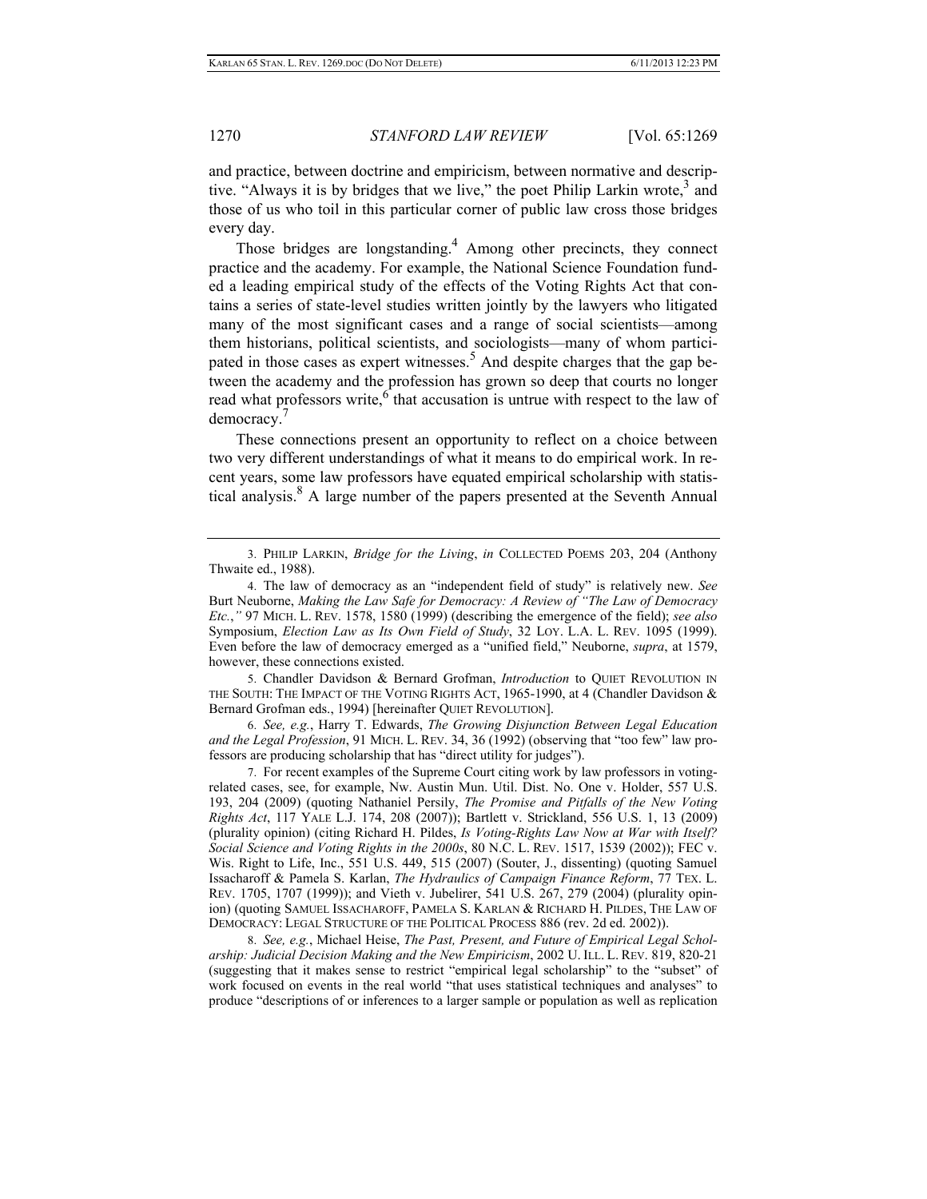and practice, between doctrine and empiricism, between normative and descriptive. "Always it is by bridges that we live," the poet Philip Larkin wrote,[3] and those of us who toil in this particular corner of public law cross those bridges every day.

Those bridges are longstanding.[4] Among other precincts, they connect practice and the academy. For example, the National Science Foundation funded a leading empirical study of the effects of the Voting Rights Act that contains a series of state-level studies written jointly by the lawyers who litigated many of the most significant cases and a range of social scientists—among them historians, political scientists, and sociologists—many of whom participated in those cases as expert witnesses.[5] And despite charges that the gap between the academy and the profession has grown so deep that courts no longer read what professors write,[6] that accusation is untrue with respect to the law of democracy.[7]

These connections present an opportunity to reflect on a choice between two very different understandings of what it means to do empirical work. In recent years, some law professors have equated empirical scholarship with statistical analysis.[8] A large number of the papers presented at the Seventh Annual

---

3. PHILIP LARKIN, *Bridge for the Living*, *in* COLLECTED POEMS 203, 204 (Anthony Thwaite ed., 1988).

4. The law of democracy as an "independent field of study" is relatively new. *See* Burt Neuborne, *Making the Law Safe for Democracy: A Review of "The Law of Democracy Etc.*,*"* 97 MICH. L. REV. 1578, 1580 (1999) (describing the emergence of the field); *see also* Symposium, *Election Law as Its Own Field of Study*, 32 LOY. L.A. L. REV. 1095 (1999). Even before the law of democracy emerged as a "unified field," Neuborne, *supra*, at 1579, however, these connections existed.

5. Chandler Davidson & Bernard Grofman, *Introduction* to QUIET REVOLUTION IN THE SOUTH: THE IMPACT OF THE VOTING RIGHTS ACT, 1965-1990, at 4 (Chandler Davidson & Bernard Grofman eds., 1994) [hereinafter QUIET REVOLUTION].

6. *See, e.g.*, Harry T. Edwards, *The Growing Disjunction Between Legal Education and the Legal Profession*, 91 MICH. L. REV. 34, 36 (1992) (observing that "too few" law professors are producing scholarship that has "direct utility for judges").

7. For recent examples of the Supreme Court citing work by law professors in voting-related cases, see, for example, Nw. Austin Mun. Util. Dist. No. One v. Holder, 557 U.S. 193, 204 (2009) (quoting Nathaniel Persily, *The Promise and Pitfalls of the New Voting Rights Act*, 117 YALE L.J. 174, 208 (2007)); Bartlett v. Strickland, 556 U.S. 1, 13 (2009) (plurality opinion) (citing Richard H. Pildes, *Is Voting-Rights Law Now at War with Itself? Social Science and Voting Rights in the 2000s*, 80 N.C. L. REV. 1517, 1539 (2002)); FEC v. Wis. Right to Life, Inc., 551 U.S. 449, 515 (2007) (Souter, J., dissenting) (quoting Samuel Issacharoff & Pamela S. Karlan, *The Hydraulics of Campaign Finance Reform*, 77 TEX. L. REV. 1705, 1707 (1999)); and Vieth v. Jubelirer, 541 U.S. 267, 279 (2004) (plurality opinion) (quoting SAMUEL ISSACHAROFF, PAMELA S. KARLAN & RICHARD H. PILDES, THE LAW OF DEMOCRACY: LEGAL STRUCTURE OF THE POLITICAL PROCESS 886 (rev. 2d ed. 2002)).

8. *See, e.g.*, Michael Heise, *The Past, Present, and Future of Empirical Legal Scholarship: Judicial Decision Making and the New Empiricism*, 2002 U. ILL. L. REV. 819, 820-21 (suggesting that it makes sense to restrict "empirical legal scholarship" to the "subset" of work focused on events in the real world "that uses statistical techniques and analyses" to produce "descriptions of or inferences to a larger sample or population as well as replication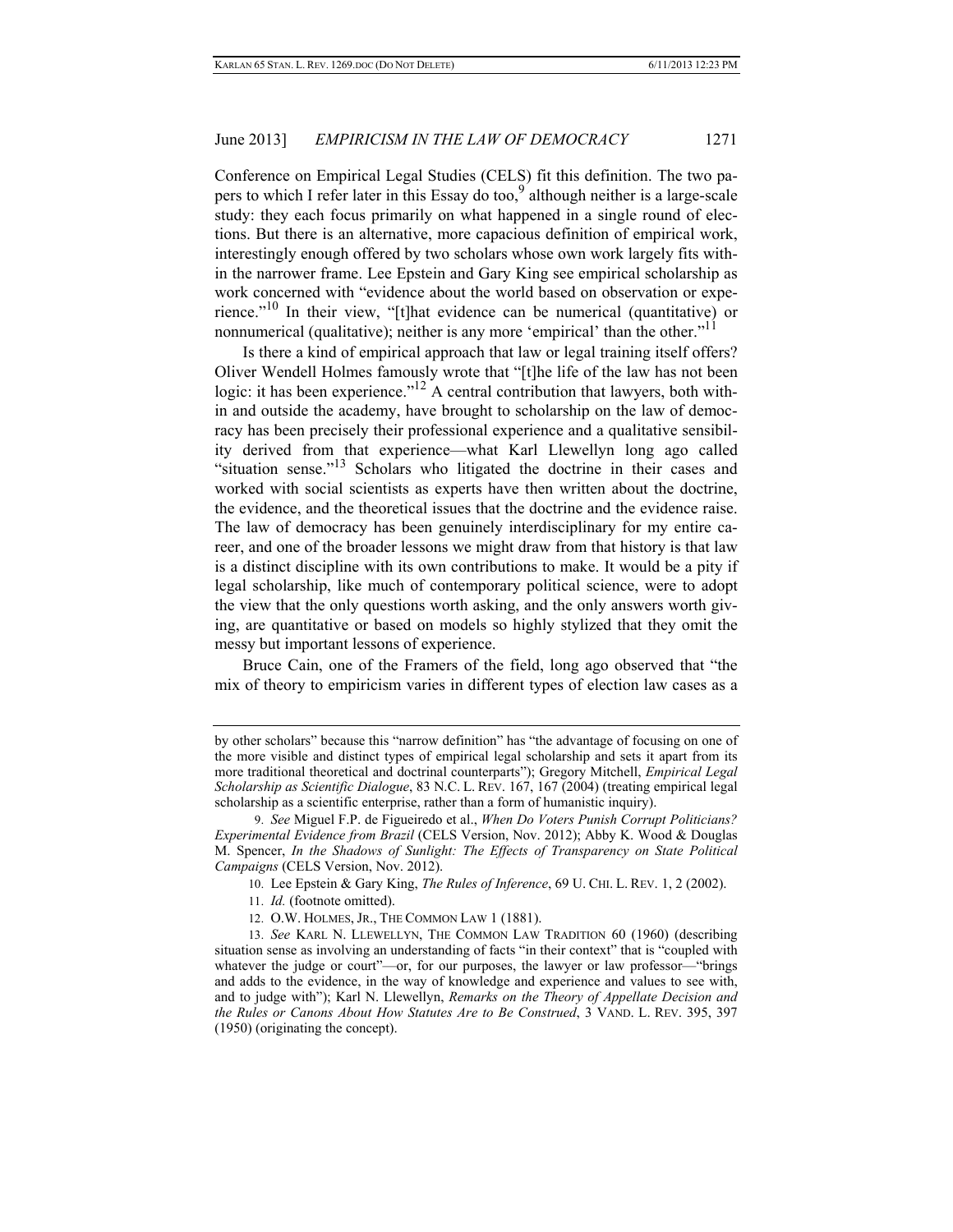Conference on Empirical Legal Studies (CELS) fit this definition. The two papers to which I refer later in this Essay do too,[9] although neither is a large-scale study: they each focus primarily on what happened in a single round of elections. But there is an alternative, more capacious definition of empirical work, interestingly enough offered by two scholars whose own work largely fits within the narrower frame. Lee Epstein and Gary King see empirical scholarship as work concerned with "evidence about the world based on observation or experience."[10] In their view, "[t]hat evidence can be numerical (quantitative) or nonnumerical (qualitative); neither is any more 'empirical' than the other."[11]

Is there a kind of empirical approach that law or legal training itself offers? Oliver Wendell Holmes famously wrote that "[t]he life of the law has not been logic: it has been experience."[12] A central contribution that lawyers, both within and outside the academy, have brought to scholarship on the law of democracy has been precisely their professional experience and a qualitative sensibility derived from that experience—what Karl Llewellyn long ago called "situation sense."[13] Scholars who litigated the doctrine in their cases and worked with social scientists as experts have then written about the doctrine, the evidence, and the theoretical issues that the doctrine and the evidence raise. The law of democracy has been genuinely interdisciplinary for my entire career, and one of the broader lessons we might draw from that history is that law is a distinct discipline with its own contributions to make. It would be a pity if legal scholarship, like much of contemporary political science, were to adopt the view that the only questions worth asking, and the only answers worth giving, are quantitative or based on models so highly stylized that they omit the messy but important lessons of experience.

Bruce Cain, one of the Framers of the field, long ago observed that "the mix of theory to empiricism varies in different types of election law cases as a

---

by other scholars" because this "narrow definition" has "the advantage of focusing on one of the more visible and distinct types of empirical legal scholarship and sets it apart from its more traditional theoretical and doctrinal counterparts"); Gregory Mitchell, *Empirical Legal Scholarship as Scientific Dialogue*, 83 N.C. L. REV. 167, 167 (2004) (treating empirical legal scholarship as a scientific enterprise, rather than a form of humanistic inquiry).

9. *See* Miguel F.P. de Figueiredo et al., *When Do Voters Punish Corrupt Politicians? Experimental Evidence from Brazil* (CELS Version, Nov. 2012); Abby K. Wood & Douglas M. Spencer, *In the Shadows of Sunlight: The Effects of Transparency on State Political Campaigns* (CELS Version, Nov. 2012).

10. Lee Epstein & Gary King, *The Rules of Inference*, 69 U. CHI. L. REV. 1, 2 (2002).

11. *Id.* (footnote omitted).

12. O.W. HOLMES, JR., THE COMMON LAW 1 (1881).

13. *See* KARL N. LLEWELLYN, THE COMMON LAW TRADITION 60 (1960) (describing situation sense as involving an understanding of facts "in their context" that is "coupled with whatever the judge or court"—or, for our purposes, the lawyer or law professor—"brings and adds to the evidence, in the way of knowledge and experience and values to see with, and to judge with"); Karl N. Llewellyn, *Remarks on the Theory of Appellate Decision and the Rules or Canons About How Statutes Are to Be Construed*, 3 VAND. L. REV. 395, 397 (1950) (originating the concept).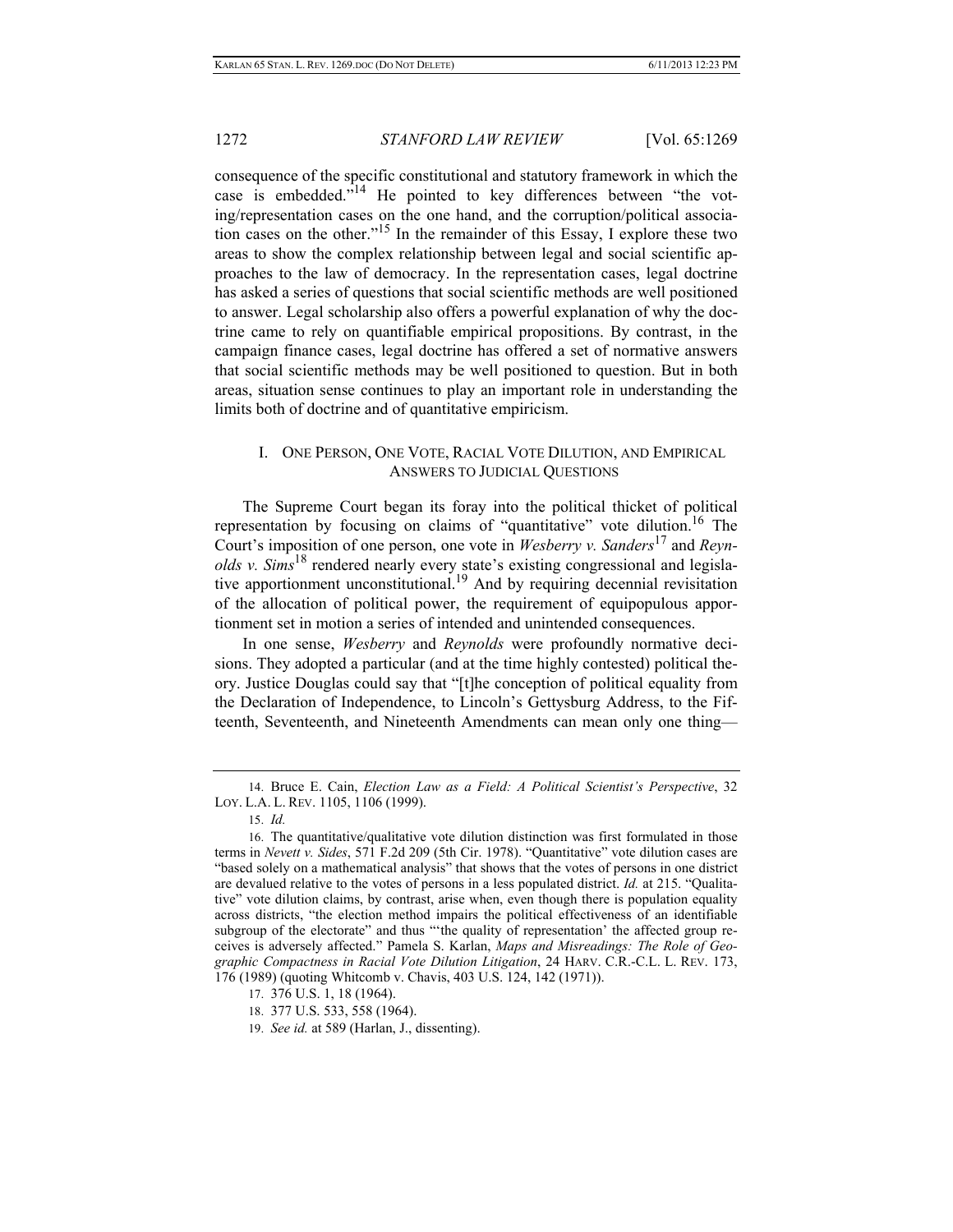consequence of the specific constitutional and statutory framework in which the case is embedded."[14] He pointed to key differences between "the voting/representation cases on the one hand, and the corruption/political association cases on the other."[15] In the remainder of this Essay, I explore these two areas to show the complex relationship between legal and social scientific approaches to the law of democracy. In the representation cases, legal doctrine has asked a series of questions that social scientific methods are well positioned to answer. Legal scholarship also offers a powerful explanation of why the doctrine came to rely on quantifiable empirical propositions. By contrast, in the campaign finance cases, legal doctrine has offered a set of normative answers that social scientific methods may be well positioned to question. But in both areas, situation sense continues to play an important role in understanding the limits both of doctrine and of quantitative empiricism.

## I. ONE PERSON, ONE VOTE, RACIAL VOTE DILUTION, AND EMPIRICAL ANSWERS TO JUDICIAL QUESTIONS

The Supreme Court began its foray into the political thicket of political representation by focusing on claims of "quantitative" vote dilution.[16] The Court's imposition of one person, one vote in *Wesberry v. Sanders*[17] and *Reynolds v. Sims*[18] rendered nearly every state's existing congressional and legislative apportionment unconstitutional.[19] And by requiring decennial revisitation of the allocation of political power, the requirement of equipopulous apportionment set in motion a series of intended and unintended consequences.

In one sense, *Wesberry* and *Reynolds* were profoundly normative decisions. They adopted a particular (and at the time highly contested) political theory. Justice Douglas could say that "[t]he conception of political equality from the Declaration of Independence, to Lincoln's Gettysburg Address, to the Fifteenth, Seventeenth, and Nineteenth Amendments can mean only one thing—

---

14. Bruce E. Cain, *Election Law as a Field: A Political Scientist's Perspective*, 32 LOY. L.A. L. REV. 1105, 1106 (1999).

15. *Id.*

16. The quantitative/qualitative vote dilution distinction was first formulated in those terms in *Nevett v. Sides*, 571 F.2d 209 (5th Cir. 1978). "Quantitative" vote dilution cases are "based solely on a mathematical analysis" that shows that the votes of persons in one district are devalued relative to the votes of persons in a less populated district. *Id.* at 215. "Qualitative" vote dilution claims, by contrast, arise when, even though there is population equality across districts, "the election method impairs the political effectiveness of an identifiable subgroup of the electorate" and thus "'the quality of representation' the affected group receives is adversely affected." Pamela S. Karlan, *Maps and Misreadings: The Role of Geographic Compactness in Racial Vote Dilution Litigation*, 24 HARV. C.R.-C.L. L. REV. 173, 176 (1989) (quoting Whitcomb v. Chavis, 403 U.S. 124, 142 (1971)).

17. 376 U.S. 1, 18 (1964).

18. 377 U.S. 533, 558 (1964).

19. *See id.* at 589 (Harlan, J., dissenting).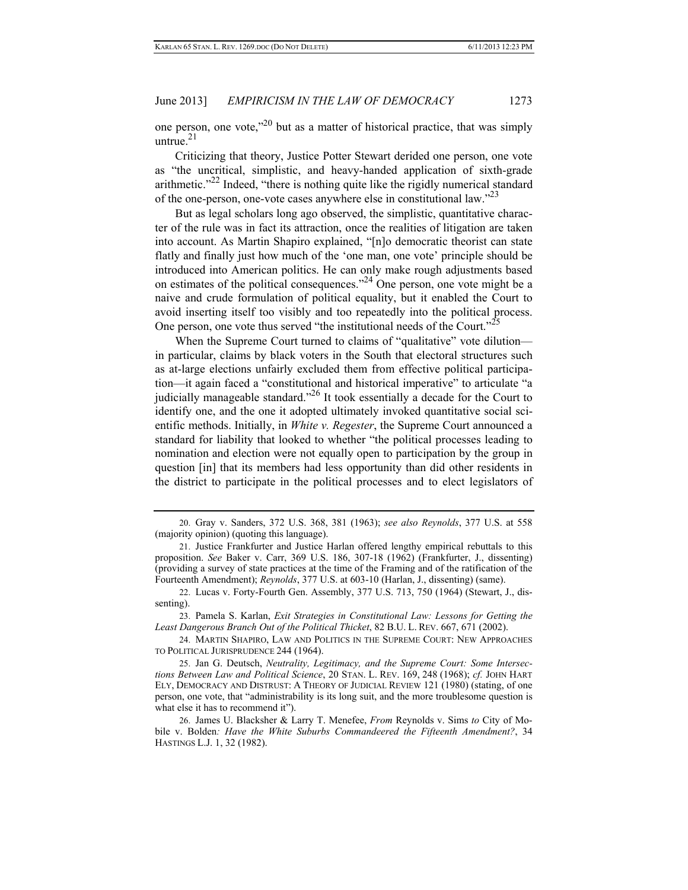one person, one vote,"[20] but as a matter of historical practice, that was simply untrue.[21]

Criticizing that theory, Justice Potter Stewart derided one person, one vote as "the uncritical, simplistic, and heavy-handed application of sixth-grade arithmetic."[22] Indeed, "there is nothing quite like the rigidly numerical standard of the one-person, one-vote cases anywhere else in constitutional law."[23]

But as legal scholars long ago observed, the simplistic, quantitative character of the rule was in fact its attraction, once the realities of litigation are taken into account. As Martin Shapiro explained, "[n]o democratic theorist can state flatly and finally just how much of the 'one man, one vote' principle should be introduced into American politics. He can only make rough adjustments based on estimates of the political consequences."[24] One person, one vote might be a naive and crude formulation of political equality, but it enabled the Court to avoid inserting itself too visibly and too repeatedly into the political process. One person, one vote thus served "the institutional needs of the Court."[25]

When the Supreme Court turned to claims of "qualitative" vote dilution—in particular, claims by black voters in the South that electoral structures such as at-large elections unfairly excluded them from effective political participation—it again faced a "constitutional and historical imperative" to articulate "a judicially manageable standard."[26] It took essentially a decade for the Court to identify one, and the one it adopted ultimately invoked quantitative social scientific methods. Initially, in *White v. Regester*, the Supreme Court announced a standard for liability that looked to whether "the political processes leading to nomination and election were not equally open to participation by the group in question [in] that its members had less opportunity than did other residents in the district to participate in the political processes and to elect legislators of

---

20. Gray v. Sanders, 372 U.S. 368, 381 (1963); *see also Reynolds*, 377 U.S. at 558 (majority opinion) (quoting this language).

21. Justice Frankfurter and Justice Harlan offered lengthy empirical rebuttals to this proposition. *See* Baker v. Carr, 369 U.S. 186, 307-18 (1962) (Frankfurter, J., dissenting) (providing a survey of state practices at the time of the Framing and of the ratification of the Fourteenth Amendment); *Reynolds*, 377 U.S. at 603-10 (Harlan, J., dissenting) (same).

22. Lucas v. Forty-Fourth Gen. Assembly, 377 U.S. 713, 750 (1964) (Stewart, J., dissenting).

23. Pamela S. Karlan, *Exit Strategies in Constitutional Law: Lessons for Getting the Least Dangerous Branch Out of the Political Thicket*, 82 B.U. L. REV. 667, 671 (2002).

24. MARTIN SHAPIRO, LAW AND POLITICS IN THE SUPREME COURT: NEW APPROACHES TO POLITICAL JURISPRUDENCE 244 (1964).

25. Jan G. Deutsch, *Neutrality, Legitimacy, and the Supreme Court: Some Intersections Between Law and Political Science*, 20 STAN. L. REV. 169, 248 (1968); *cf.* JOHN HART ELY, DEMOCRACY AND DISTRUST: A THEORY OF JUDICIAL REVIEW 121 (1980) (stating, of one person, one vote, that "administrability is its long suit, and the more troublesome question is what else it has to recommend it").

26. James U. Blacksher & Larry T. Menefee, *From* Reynolds v. Sims *to* City of Mobile v. Bolden*: Have the White Suburbs Commandeered the Fifteenth Amendment?*, 34 HASTINGS L.J. 1, 32 (1982).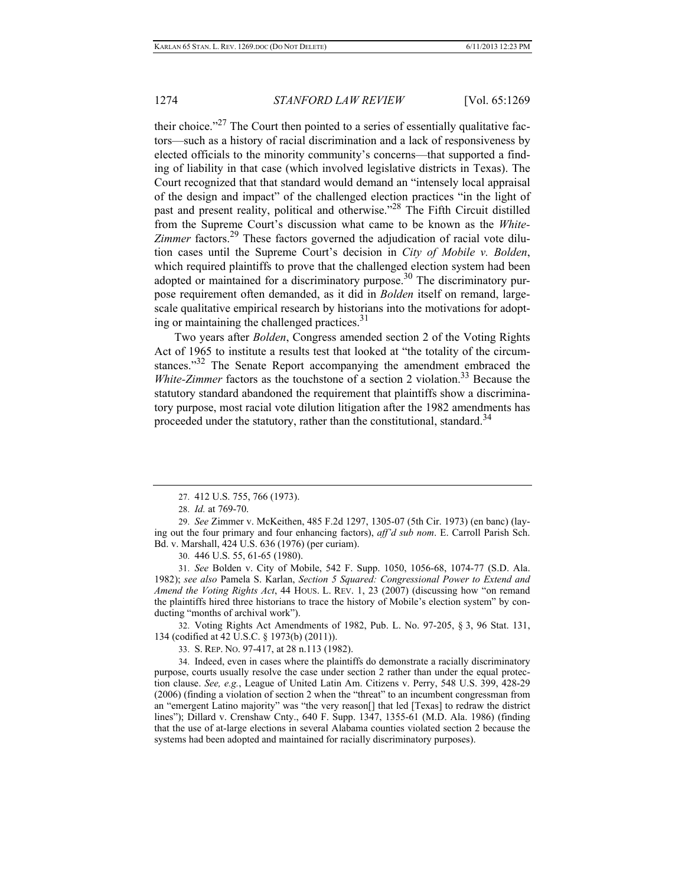their choice."[27] The Court then pointed to a series of essentially qualitative factors—such as a history of racial discrimination and a lack of responsiveness by elected officials to the minority community's concerns—that supported a finding of liability in that case (which involved legislative districts in Texas). The Court recognized that that standard would demand an "intensely local appraisal of the design and impact" of the challenged election practices "in the light of past and present reality, political and otherwise."[28] The Fifth Circuit distilled from the Supreme Court's discussion what came to be known as the *White-Zimmer* factors.[29] These factors governed the adjudication of racial vote dilution cases until the Supreme Court's decision in *City of Mobile v. Bolden*, which required plaintiffs to prove that the challenged election system had been adopted or maintained for a discriminatory purpose.[30] The discriminatory purpose requirement often demanded, as it did in *Bolden* itself on remand, large-scale qualitative empirical research by historians into the motivations for adopting or maintaining the challenged practices.[31]

Two years after *Bolden*, Congress amended section 2 of the Voting Rights Act of 1965 to institute a results test that looked at "the totality of the circumstances."[32] The Senate Report accompanying the amendment embraced the *White-Zimmer* factors as the touchstone of a section 2 violation.[33] Because the statutory standard abandoned the requirement that plaintiffs show a discriminatory purpose, most racial vote dilution litigation after the 1982 amendments has proceeded under the statutory, rather than the constitutional, standard.[34]

---

27. 412 U.S. 755, 766 (1973).

28. *Id.* at 769-70.

29. *See* Zimmer v. McKeithen, 485 F.2d 1297, 1305-07 (5th Cir. 1973) (en banc) (laying out the four primary and four enhancing factors), *aff'd sub nom*. E. Carroll Parish Sch. Bd. v. Marshall, 424 U.S. 636 (1976) (per curiam).

30. 446 U.S. 55, 61-65 (1980).

31. *See* Bolden v. City of Mobile, 542 F. Supp. 1050, 1056-68, 1074-77 (S.D. Ala. 1982); *see also* Pamela S. Karlan, *Section 5 Squared: Congressional Power to Extend and Amend the Voting Rights Act*, 44 HOUS. L. REV. 1, 23 (2007) (discussing how "on remand the plaintiffs hired three historians to trace the history of Mobile's election system" by conducting "months of archival work").

32. Voting Rights Act Amendments of 1982, Pub. L. No. 97-205, § 3, 96 Stat. 131, 134 (codified at 42 U.S.C. § 1973(b) (2011)).

33. S. REP. NO. 97-417, at 28 n.113 (1982).

34. Indeed, even in cases where the plaintiffs do demonstrate a racially discriminatory purpose, courts usually resolve the case under section 2 rather than under the equal protection clause. *See, e.g.*, League of United Latin Am. Citizens v. Perry, 548 U.S. 399, 428-29 (2006) (finding a violation of section 2 when the "threat" to an incumbent congressman from an "emergent Latino majority" was "the very reason[] that led [Texas] to redraw the district lines"); Dillard v. Crenshaw Cnty., 640 F. Supp. 1347, 1355-61 (M.D. Ala. 1986) (finding that the use of at-large elections in several Alabama counties violated section 2 because the systems had been adopted and maintained for racially discriminatory purposes).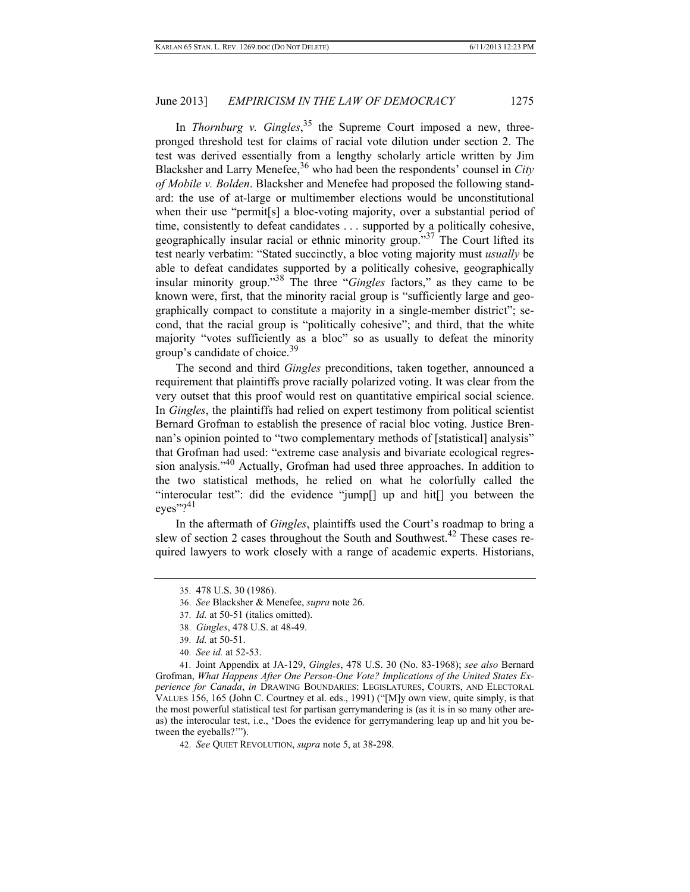In *Thornburg v. Gingles*,[35] the Supreme Court imposed a new, three-pronged threshold test for claims of racial vote dilution under section 2. The test was derived essentially from a lengthy scholarly article written by Jim Blacksher and Larry Menefee,[36] who had been the respondents' counsel in *City of Mobile v. Bolden*. Blacksher and Menefee had proposed the following standard: the use of at-large or multimember elections would be unconstitutional when their use "permit[s] a bloc-voting majority, over a substantial period of time, consistently to defeat candidates . . . supported by a politically cohesive, geographically insular racial or ethnic minority group."[37] The Court lifted its test nearly verbatim: "Stated succinctly, a bloc voting majority must *usually* be able to defeat candidates supported by a politically cohesive, geographically insular minority group."[38] The three "*Gingles* factors," as they came to be known were, first, that the minority racial group is "sufficiently large and geographically compact to constitute a majority in a single-member district"; second, that the racial group is "politically cohesive"; and third, that the white majority "votes sufficiently as a bloc" so as usually to defeat the minority group's candidate of choice.[39]

The second and third *Gingles* preconditions, taken together, announced a requirement that plaintiffs prove racially polarized voting. It was clear from the very outset that this proof would rest on quantitative empirical social science. In *Gingles*, the plaintiffs had relied on expert testimony from political scientist Bernard Grofman to establish the presence of racial bloc voting. Justice Brennan's opinion pointed to "two complementary methods of [statistical] analysis" that Grofman had used: "extreme case analysis and bivariate ecological regression analysis."[40] Actually, Grofman had used three approaches. In addition to the two statistical methods, he relied on what he colorfully called the "interocular test": did the evidence "jump[] up and hit[] you between the eyes"?[41]

In the aftermath of *Gingles*, plaintiffs used the Court's roadmap to bring a slew of section 2 cases throughout the South and Southwest.[42] These cases required lawyers to work closely with a range of academic experts. Historians,

---

35. 478 U.S. 30 (1986).

36. *See* Blacksher & Menefee, *supra* note 26.

37. *Id.* at 50-51 (italics omitted).

38. *Gingles*, 478 U.S. at 48-49.

39. *Id.* at 50-51.

40. *See id.* at 52-53.

41. Joint Appendix at JA-129, *Gingles*, 478 U.S. 30 (No. 83-1968); *see also* Bernard Grofman, *What Happens After One Person-One Vote? Implications of the United States Experience for Canada*, *in* DRAWING BOUNDARIES: LEGISLATURES, COURTS, AND ELECTORAL VALUES 156, 165 (John C. Courtney et al. eds., 1991) ("[M]y own view, quite simply, is that the most powerful statistical test for partisan gerrymandering is (as it is in so many other areas) the interocular test, i.e., 'Does the evidence for gerrymandering leap up and hit you between the eyeballs?'").

42. *See* QUIET REVOLUTION, *supra* note 5, at 38-298.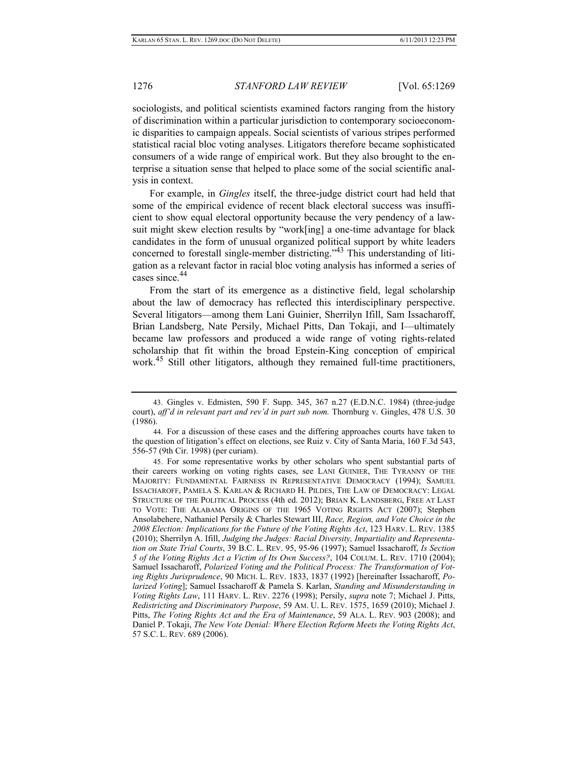sociologists, and political scientists examined factors ranging from the history of discrimination within a particular jurisdiction to contemporary socioeconomic disparities to campaign appeals. Social scientists of various stripes performed statistical racial bloc voting analyses. Litigators therefore became sophisticated consumers of a wide range of empirical work. But they also brought to the enterprise a situation sense that helped to place some of the social scientific analysis in context.

For example, in *Gingles* itself, the three-judge district court had held that some of the empirical evidence of recent black electoral success was insufficient to show equal electoral opportunity because the very pendency of a lawsuit might skew election results by "work[ing] a one-time advantage for black candidates in the form of unusual organized political support by white leaders concerned to forestall single-member districting."[43] This understanding of litigation as a relevant factor in racial bloc voting analysis has informed a series of cases since.[44]

From the start of its emergence as a distinctive field, legal scholarship about the law of democracy has reflected this interdisciplinary perspective. Several litigators—among them Lani Guinier, Sherrilyn Ifill, Sam Issacharoff, Brian Landsberg, Nate Persily, Michael Pitts, Dan Tokaji, and I—ultimately became law professors and produced a wide range of voting rights-related scholarship that fit within the broad Epstein-King conception of empirical work.[45] Still other litigators, although they remained full-time practitioners,

---

43. Gingles v. Edmisten, 590 F. Supp. 345, 367 n.27 (E.D.N.C. 1984) (three-judge court), *aff'd in relevant part and rev'd in part sub nom.* Thornburg v. Gingles, 478 U.S. 30 (1986).

44. For a discussion of these cases and the differing approaches courts have taken to the question of litigation's effect on elections, see Ruiz v. City of Santa Maria, 160 F.3d 543, 556-57 (9th Cir. 1998) (per curiam).

45. For some representative works by other scholars who spent substantial parts of their careers working on voting rights cases, see LANI GUINIER, THE TYRANNY OF THE MAJORITY: FUNDAMENTAL FAIRNESS IN REPRESENTATIVE DEMOCRACY (1994); SAMUEL ISSACHAROFF, PAMELA S. KARLAN & RICHARD H. PILDES, THE LAW OF DEMOCRACY: LEGAL STRUCTURE OF THE POLITICAL PROCESS (4th ed. 2012); BRIAN K. LANDSBERG, FREE AT LAST TO VOTE: THE ALABAMA ORIGINS OF THE 1965 VOTING RIGHTS ACT (2007); Stephen Ansolabehere, Nathaniel Persily & Charles Stewart III, *Race, Region, and Vote Choice in the 2008 Election: Implications for the Future of the Voting Rights Act*, 123 HARV. L. REV. 1385 (2010); Sherrilyn A. Ifill, *Judging the Judges: Racial Diversity, Impartiality and Representation on State Trial Courts*, 39 B.C. L. REV. 95, 95-96 (1997); Samuel Issacharoff, *Is Section 5 of the Voting Rights Act a Victim of Its Own Success?*, 104 COLUM. L. REV. 1710 (2004); Samuel Issacharoff, *Polarized Voting and the Political Process: The Transformation of Voting Rights Jurisprudence*, 90 MICH. L. REV. 1833, 1837 (1992) [hereinafter Issacharoff, *Polarized Voting*]; Samuel Issacharoff & Pamela S. Karlan, *Standing and Misunderstanding in Voting Rights Law*, 111 HARV. L. REV. 2276 (1998); Persily, *supra* note 7; Michael J. Pitts, *Redistricting and Discriminatory Purpose*, 59 AM. U. L. REV. 1575, 1659 (2010); Michael J. Pitts, *The Voting Rights Act and the Era of Maintenance*, 59 ALA. L. REV. 903 (2008); and Daniel P. Tokaji, *The New Vote Denial: Where Election Reform Meets the Voting Rights Act*, 57 S.C. L. REV. 689 (2006).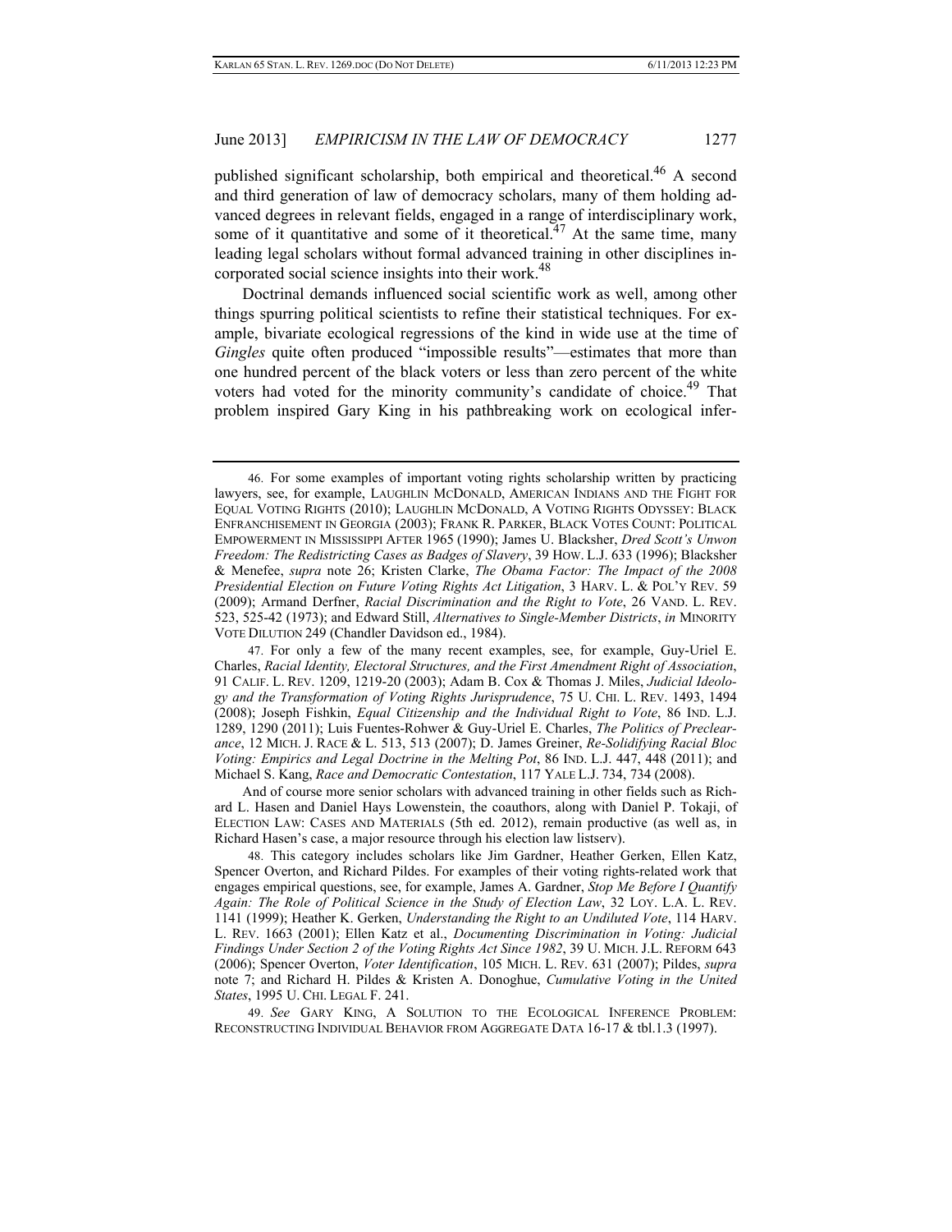published significant scholarship, both empirical and theoretical.[46] A second and third generation of law of democracy scholars, many of them holding advanced degrees in relevant fields, engaged in a range of interdisciplinary work, some of it quantitative and some of it theoretical.[47] At the same time, many leading legal scholars without formal advanced training in other disciplines incorporated social science insights into their work.[48]

Doctrinal demands influenced social scientific work as well, among other things spurring political scientists to refine their statistical techniques. For example, bivariate ecological regressions of the kind in wide use at the time of *Gingles* quite often produced "impossible results"—estimates that more than one hundred percent of the black voters or less than zero percent of the white voters had voted for the minority community's candidate of choice.[49] That problem inspired Gary King in his pathbreaking work on ecological infer-

---

46. For some examples of important voting rights scholarship written by practicing lawyers, see, for example, LAUGHLIN MCDONALD, AMERICAN INDIANS AND THE FIGHT FOR EQUAL VOTING RIGHTS (2010); LAUGHLIN MCDONALD, A VOTING RIGHTS ODYSSEY: BLACK ENFRANCHISEMENT IN GEORGIA (2003); FRANK R. PARKER, BLACK VOTES COUNT: POLITICAL EMPOWERMENT IN MISSISSIPPI AFTER 1965 (1990); James U. Blacksher, *Dred Scott's Unwon Freedom: The Redistricting Cases as Badges of Slavery*, 39 HOW. L.J. 633 (1996); Blacksher & Menefee, *supra* note 26; Kristen Clarke, *The Obama Factor: The Impact of the 2008 Presidential Election on Future Voting Rights Act Litigation*, 3 HARV. L. & POL'Y REV. 59 (2009); Armand Derfner, *Racial Discrimination and the Right to Vote*, 26 VAND. L. REV. 523, 525-42 (1973); and Edward Still, *Alternatives to Single-Member Districts*, *in* MINORITY VOTE DILUTION 249 (Chandler Davidson ed., 1984).

47. For only a few of the many recent examples, see, for example, Guy-Uriel E. Charles, *Racial Identity, Electoral Structures, and the First Amendment Right of Association*, 91 CALIF. L. REV. 1209, 1219-20 (2003); Adam B. Cox & Thomas J. Miles, *Judicial Ideology and the Transformation of Voting Rights Jurisprudence*, 75 U. CHI. L. REV. 1493, 1494 (2008); Joseph Fishkin, *Equal Citizenship and the Individual Right to Vote*, 86 IND. L.J. 1289, 1290 (2011); Luis Fuentes-Rohwer & Guy-Uriel E. Charles, *The Politics of Preclearance*, 12 MICH. J. RACE & L. 513, 513 (2007); D. James Greiner, *Re-Solidifying Racial Bloc Voting: Empirics and Legal Doctrine in the Melting Pot*, 86 IND. L.J. 447, 448 (2011); and Michael S. Kang, *Race and Democratic Contestation*, 117 YALE L.J. 734, 734 (2008).

And of course more senior scholars with advanced training in other fields such as Richard L. Hasen and Daniel Hays Lowenstein, the coauthors, along with Daniel P. Tokaji, of ELECTION LAW: CASES AND MATERIALS (5th ed. 2012), remain productive (as well as, in Richard Hasen's case, a major resource through his election law listserv).

48. This category includes scholars like Jim Gardner, Heather Gerken, Ellen Katz, Spencer Overton, and Richard Pildes. For examples of their voting rights-related work that engages empirical questions, see, for example, James A. Gardner, *Stop Me Before I Quantify Again: The Role of Political Science in the Study of Election Law*, 32 LOY. L.A. L. REV. 1141 (1999); Heather K. Gerken, *Understanding the Right to an Undiluted Vote*, 114 HARV. L. REV. 1663 (2001); Ellen Katz et al., *Documenting Discrimination in Voting: Judicial Findings Under Section 2 of the Voting Rights Act Since 1982*, 39 U. MICH. J.L. REFORM 643 (2006); Spencer Overton, *Voter Identification*, 105 MICH. L. REV. 631 (2007); Pildes, *supra* note 7; and Richard H. Pildes & Kristen A. Donoghue, *Cumulative Voting in the United States*, 1995 U. CHI. LEGAL F. 241.

49. *See* GARY KING, A SOLUTION TO THE ECOLOGICAL INFERENCE PROBLEM: RECONSTRUCTING INDIVIDUAL BEHAVIOR FROM AGGREGATE DATA 16-17 & tbl.1.3 (1997).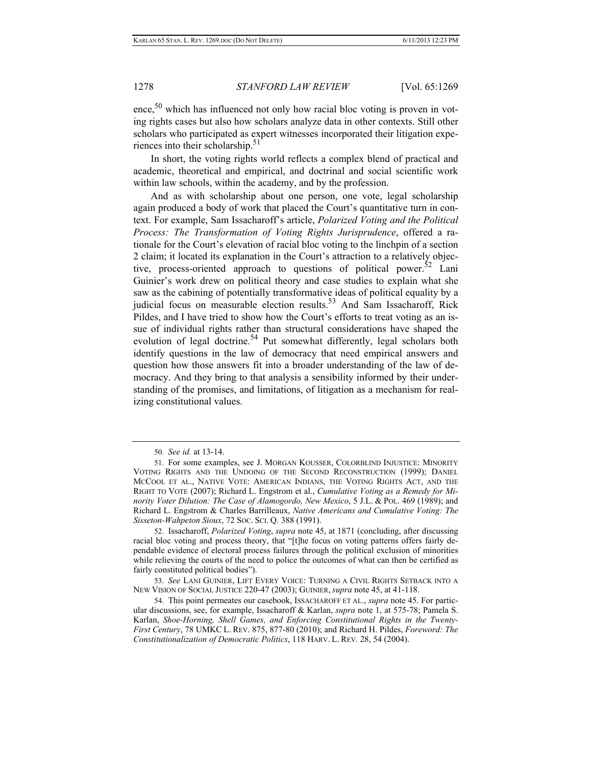ence,[50] which has influenced not only how racial bloc voting is proven in voting rights cases but also how scholars analyze data in other contexts. Still other scholars who participated as expert witnesses incorporated their litigation experiences into their scholarship.[51]

In short, the voting rights world reflects a complex blend of practical and academic, theoretical and empirical, and doctrinal and social scientific work within law schools, within the academy, and by the profession.

And as with scholarship about one person, one vote, legal scholarship again produced a body of work that placed the Court's quantitative turn in context. For example, Sam Issacharoff's article, *Polarized Voting and the Political Process: The Transformation of Voting Rights Jurisprudence*, offered a rationale for the Court's elevation of racial bloc voting to the linchpin of a section 2 claim; it located its explanation in the Court's attraction to a relatively objective, process-oriented approach to questions of political power.[52] Lani Guinier's work drew on political theory and case studies to explain what she saw as the cabining of potentially transformative ideas of political equality by a judicial focus on measurable election results.[53] And Sam Issacharoff, Rick Pildes, and I have tried to show how the Court's efforts to treat voting as an issue of individual rights rather than structural considerations have shaped the evolution of legal doctrine.[54] Put somewhat differently, legal scholars both identify questions in the law of democracy that need empirical answers and question how those answers fit into a broader understanding of the law of democracy. And they bring to that analysis a sensibility informed by their understanding of the promises, and limitations, of litigation as a mechanism for realizing constitutional values.

---

50. *See id.* at 13-14.

51. For some examples, see J. MORGAN KOUSSER, COLORBLIND INJUSTICE: MINORITY VOTING RIGHTS AND THE UNDOING OF THE SECOND RECONSTRUCTION (1999); DANIEL MCCOOL ET AL., NATIVE VOTE: AMERICAN INDIANS, THE VOTING RIGHTS ACT, AND THE RIGHT TO VOTE (2007); Richard L. Engstrom et al., *Cumulative Voting as a Remedy for Minority Voter Dilution: The Case of Alamogordo, New Mexico*, 5 J.L. & POL. 469 (1989); and Richard L. Engstrom & Charles Barrilleaux, *Native Americans and Cumulative Voting: The Sisseton-Wahpeton Sioux*, 72 SOC. SCI. Q. 388 (1991).

52. Issacharoff, *Polarized Voting*, *supra* note 45, at 1871 (concluding, after discussing racial bloc voting and process theory, that "[t]he focus on voting patterns offers fairly dependable evidence of electoral process failures through the political exclusion of minorities while relieving the courts of the need to police the outcomes of what can then be certified as fairly constituted political bodies").

53. *See* LANI GUINIER, LIFT EVERY VOICE: TURNING A CIVIL RIGHTS SETBACK INTO A NEW VISION OF SOCIAL JUSTICE 220-47 (2003); GUINIER, *supra* note 45, at 41-118.

54. This point permeates our casebook, ISSACHAROFF ET AL., *supra* note 45. For particular discussions, see, for example, Issacharoff & Karlan, *supra* note 1, at 575-78; Pamela S. Karlan, *Shoe-Horning, Shell Games, and Enforcing Constitutional Rights in the Twenty-First Century*, 78 UMKC L. REV. 875, 877-80 (2010); and Richard H. Pildes, *Foreword: The Constitutionalization of Democratic Politics*, 118 HARV. L. REV. 28, 54 (2004).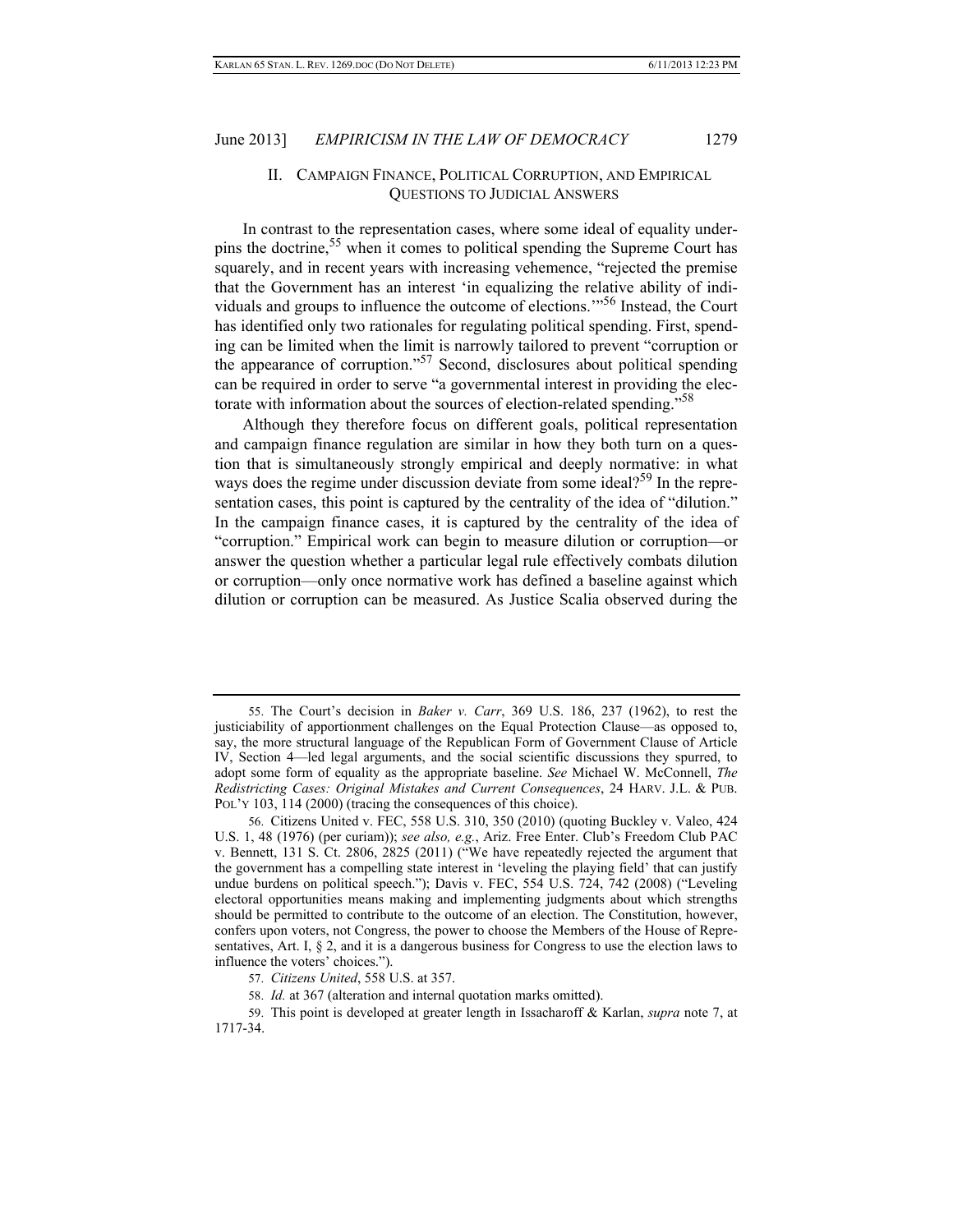## II. CAMPAIGN FINANCE, POLITICAL CORRUPTION, AND EMPIRICAL QUESTIONS TO JUDICIAL ANSWERS

In contrast to the representation cases, where some ideal of equality underpins the doctrine,[55] when it comes to political spending the Supreme Court has squarely, and in recent years with increasing vehemence, "rejected the premise that the Government has an interest 'in equalizing the relative ability of individuals and groups to influence the outcome of elections.'"[56] Instead, the Court has identified only two rationales for regulating political spending. First, spending can be limited when the limit is narrowly tailored to prevent "corruption or the appearance of corruption."[57] Second, disclosures about political spending can be required in order to serve "a governmental interest in providing the electorate with information about the sources of election-related spending."[58]

Although they therefore focus on different goals, political representation and campaign finance regulation are similar in how they both turn on a question that is simultaneously strongly empirical and deeply normative: in what ways does the regime under discussion deviate from some ideal?[59] In the representation cases, this point is captured by the centrality of the idea of "dilution." In the campaign finance cases, it is captured by the centrality of the idea of "corruption." Empirical work can begin to measure dilution or corruption—or answer the question whether a particular legal rule effectively combats dilution or corruption—only once normative work has defined a baseline against which dilution or corruption can be measured. As Justice Scalia observed during the

---

55. The Court's decision in *Baker v. Carr*, 369 U.S. 186, 237 (1962), to rest the justiciability of apportionment challenges on the Equal Protection Clause—as opposed to, say, the more structural language of the Republican Form of Government Clause of Article IV, Section 4—led legal arguments, and the social scientific discussions they spurred, to adopt some form of equality as the appropriate baseline. *See* Michael W. McConnell, *The Redistricting Cases: Original Mistakes and Current Consequences*, 24 HARV. J.L. & PUB. POL'Y 103, 114 (2000) (tracing the consequences of this choice).

56. Citizens United v. FEC, 558 U.S. 310, 350 (2010) (quoting Buckley v. Valeo, 424 U.S. 1, 48 (1976) (per curiam)); *see also, e.g.*, Ariz. Free Enter. Club's Freedom Club PAC v. Bennett, 131 S. Ct. 2806, 2825 (2011) ("We have repeatedly rejected the argument that the government has a compelling state interest in 'leveling the playing field' that can justify undue burdens on political speech."); Davis v. FEC, 554 U.S. 724, 742 (2008) ("Leveling electoral opportunities means making and implementing judgments about which strengths should be permitted to contribute to the outcome of an election. The Constitution, however, confers upon voters, not Congress, the power to choose the Members of the House of Representatives, Art. I, § 2, and it is a dangerous business for Congress to use the election laws to influence the voters' choices.").

57. *Citizens United*, 558 U.S. at 357.

58. *Id.* at 367 (alteration and internal quotation marks omitted).

59. This point is developed at greater length in Issacharoff & Karlan, *supra* note 7, at 1717-34.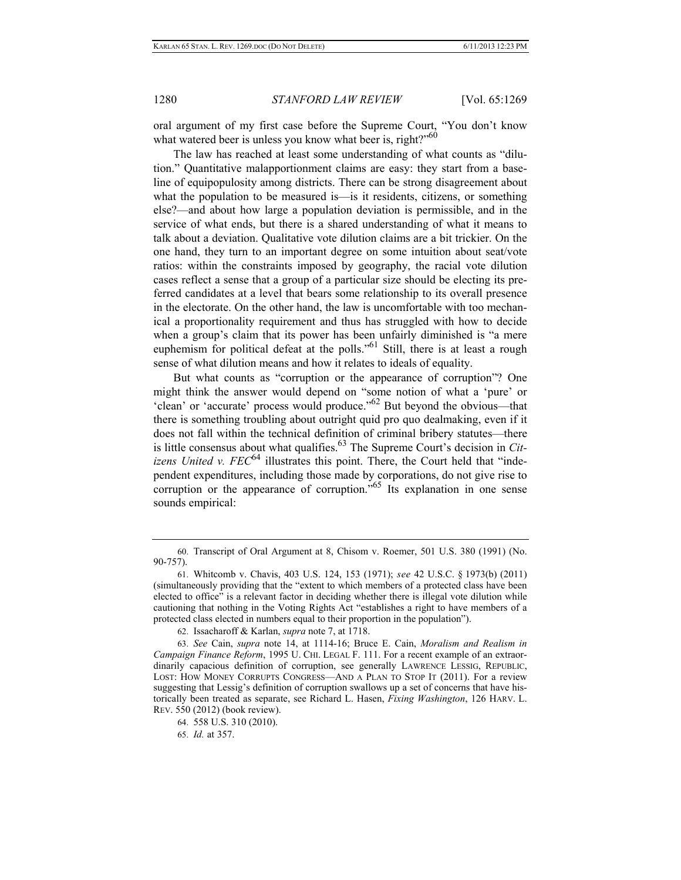oral argument of my first case before the Supreme Court, "You don't know what watered beer is unless you know what beer is, right?"[60]

The law has reached at least some understanding of what counts as "dilution." Quantitative malapportionment claims are easy: they start from a baseline of equipopulosity among districts. There can be strong disagreement about what the population to be measured is—is it residents, citizens, or something else?—and about how large a population deviation is permissible, and in the service of what ends, but there is a shared understanding of what it means to talk about a deviation. Qualitative vote dilution claims are a bit trickier. On the one hand, they turn to an important degree on some intuition about seat/vote ratios: within the constraints imposed by geography, the racial vote dilution cases reflect a sense that a group of a particular size should be electing its preferred candidates at a level that bears some relationship to its overall presence in the electorate. On the other hand, the law is uncomfortable with too mechanical a proportionality requirement and thus has struggled with how to decide when a group's claim that its power has been unfairly diminished is "a mere euphemism for political defeat at the polls."[61] Still, there is at least a rough sense of what dilution means and how it relates to ideals of equality.

But what counts as "corruption or the appearance of corruption"? One might think the answer would depend on "some notion of what a 'pure' or 'clean' or 'accurate' process would produce."[62] But beyond the obvious—that there is something troubling about outright quid pro quo dealmaking, even if it does not fall within the technical definition of criminal bribery statutes—there is little consensus about what qualifies.[63] The Supreme Court's decision in *Citizens United v. FEC*[64] illustrates this point. There, the Court held that "independent expenditures, including those made by corporations, do not give rise to corruption or the appearance of corruption."[65] Its explanation in one sense sounds empirical:

---

60. Transcript of Oral Argument at 8, Chisom v. Roemer, 501 U.S. 380 (1991) (No. 90-757).

61. Whitcomb v. Chavis, 403 U.S. 124, 153 (1971); *see* 42 U.S.C. § 1973(b) (2011) (simultaneously providing that the "extent to which members of a protected class have been elected to office" is a relevant factor in deciding whether there is illegal vote dilution while cautioning that nothing in the Voting Rights Act "establishes a right to have members of a protected class elected in numbers equal to their proportion in the population").

62. Issacharoff & Karlan, *supra* note 7, at 1718.

63. *See* Cain, *supra* note 14, at 1114-16; Bruce E. Cain, *Moralism and Realism in Campaign Finance Reform*, 1995 U. CHI. LEGAL F. 111. For a recent example of an extraordinarily capacious definition of corruption, see generally LAWRENCE LESSIG, REPUBLIC, LOST: HOW MONEY CORRUPTS CONGRESS—AND A PLAN TO STOP IT (2011). For a review suggesting that Lessig's definition of corruption swallows up a set of concerns that have historically been treated as separate, see Richard L. Hasen, *Fixing Washington*, 126 HARV. L. REV. 550 (2012) (book review).

64. 558 U.S. 310 (2010).

65. *Id.* at 357.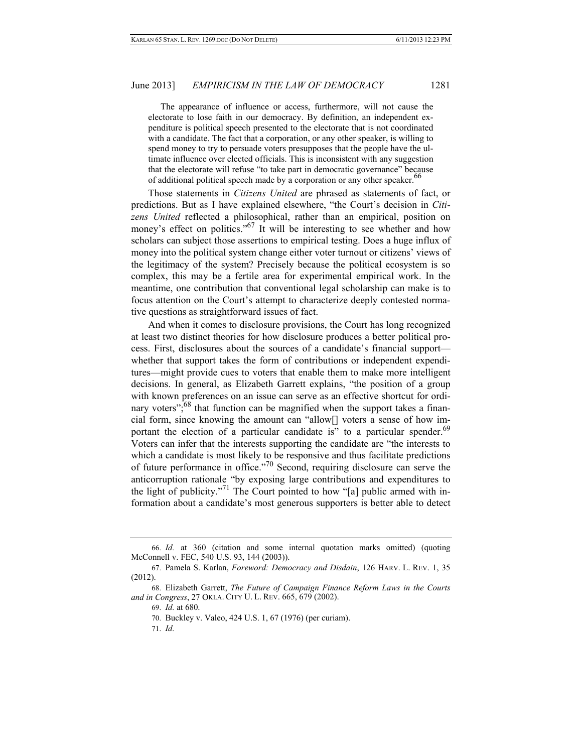> The appearance of influence or access, furthermore, will not cause the electorate to lose faith in our democracy. By definition, an independent expenditure is political speech presented to the electorate that is not coordinated with a candidate. The fact that a corporation, or any other speaker, is willing to spend money to try to persuade voters presupposes that the people have the ultimate influence over elected officials. This is inconsistent with any suggestion that the electorate will refuse "to take part in democratic governance" because of additional political speech made by a corporation or any other speaker.[66]

Those statements in *Citizens United* are phrased as statements of fact, or predictions. But as I have explained elsewhere, "the Court's decision in *Citizens United* reflected a philosophical, rather than an empirical, position on money's effect on politics."[67] It will be interesting to see whether and how scholars can subject those assertions to empirical testing. Does a huge influx of money into the political system change either voter turnout or citizens' views of the legitimacy of the system? Precisely because the political ecosystem is so complex, this may be a fertile area for experimental empirical work. In the meantime, one contribution that conventional legal scholarship can make is to focus attention on the Court's attempt to characterize deeply contested normative questions as straightforward issues of fact.

And when it comes to disclosure provisions, the Court has long recognized at least two distinct theories for how disclosure produces a better political process. First, disclosures about the sources of a candidate's financial support—whether that support takes the form of contributions or independent expenditures—might provide cues to voters that enable them to make more intelligent decisions. In general, as Elizabeth Garrett explains, "the position of a group with known preferences on an issue can serve as an effective shortcut for ordinary voters";[68] that function can be magnified when the support takes a financial form, since knowing the amount can "allow[] voters a sense of how important the election of a particular candidate is" to a particular spender.[69] Voters can infer that the interests supporting the candidate are "the interests to which a candidate is most likely to be responsive and thus facilitate predictions of future performance in office."[70] Second, requiring disclosure can serve the anticorruption rationale "by exposing large contributions and expenditures to the light of publicity."[71] The Court pointed to how "[a] public armed with information about a candidate's most generous supporters is better able to detect

---

66. *Id.* at 360 (citation and some internal quotation marks omitted) (quoting McConnell v. FEC, 540 U.S. 93, 144 (2003)).

67. Pamela S. Karlan, *Foreword: Democracy and Disdain*, 126 HARV. L. REV. 1, 35 (2012).

68. Elizabeth Garrett, *The Future of Campaign Finance Reform Laws in the Courts and in Congress*, 27 OKLA. CITY U. L. REV. 665, 679 (2002).

69. *Id.* at 680.

70. Buckley v. Valeo, 424 U.S. 1, 67 (1976) (per curiam).

71. *Id.*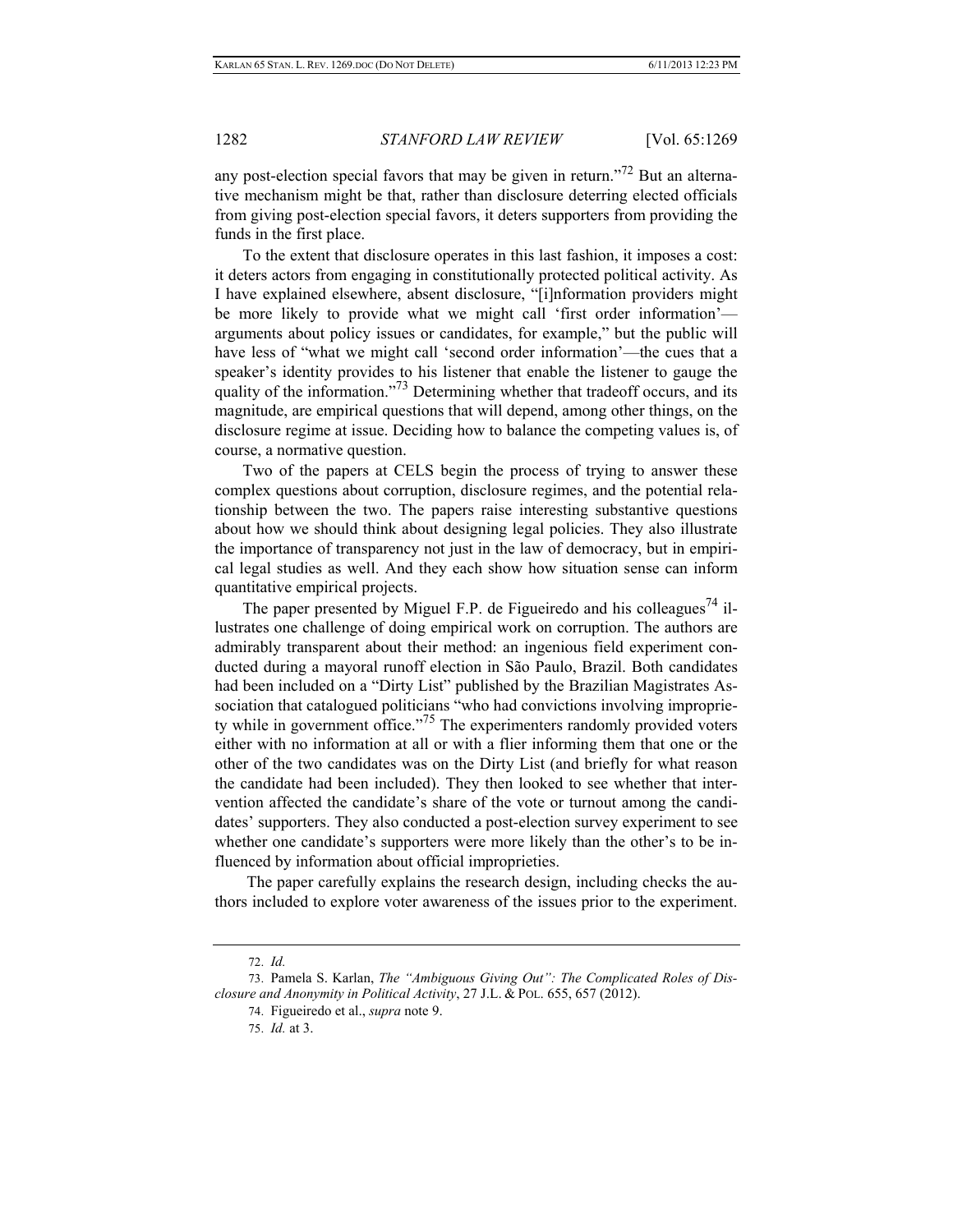any post-election special favors that may be given in return."[72] But an alternative mechanism might be that, rather than disclosure deterring elected officials from giving post-election special favors, it deters supporters from providing the funds in the first place.

To the extent that disclosure operates in this last fashion, it imposes a cost: it deters actors from engaging in constitutionally protected political activity. As I have explained elsewhere, absent disclosure, "[i]nformation providers might be more likely to provide what we might call 'first order information'—arguments about policy issues or candidates, for example," but the public will have less of "what we might call 'second order information'—the cues that a speaker's identity provides to his listener that enable the listener to gauge the quality of the information."[73] Determining whether that tradeoff occurs, and its magnitude, are empirical questions that will depend, among other things, on the disclosure regime at issue. Deciding how to balance the competing values is, of course, a normative question.

Two of the papers at CELS begin the process of trying to answer these complex questions about corruption, disclosure regimes, and the potential relationship between the two. The papers raise interesting substantive questions about how we should think about designing legal policies. They also illustrate the importance of transparency not just in the law of democracy, but in empirical legal studies as well. And they each show how situation sense can inform quantitative empirical projects.

The paper presented by Miguel F.P. de Figueiredo and his colleagues[74] illustrates one challenge of doing empirical work on corruption. The authors are admirably transparent about their method: an ingenious field experiment conducted during a mayoral runoff election in São Paulo, Brazil. Both candidates had been included on a "Dirty List" published by the Brazilian Magistrates Association that catalogued politicians "who had convictions involving impropriety while in government office."[75] The experimenters randomly provided voters either with no information at all or with a flier informing them that one or the other of the two candidates was on the Dirty List (and briefly for what reason the candidate had been included). They then looked to see whether that intervention affected the candidate's share of the vote or turnout among the candidates' supporters. They also conducted a post-election survey experiment to see whether one candidate's supporters were more likely than the other's to be influenced by information about official improprieties.

The paper carefully explains the research design, including checks the authors included to explore voter awareness of the issues prior to the experiment.

---

72. *Id.*

73. Pamela S. Karlan, *The "Ambiguous Giving Out": The Complicated Roles of Disclosure and Anonymity in Political Activity*, 27 J.L. & POL. 655, 657 (2012).

74. Figueiredo et al., *supra* note 9.

75. *Id.* at 3.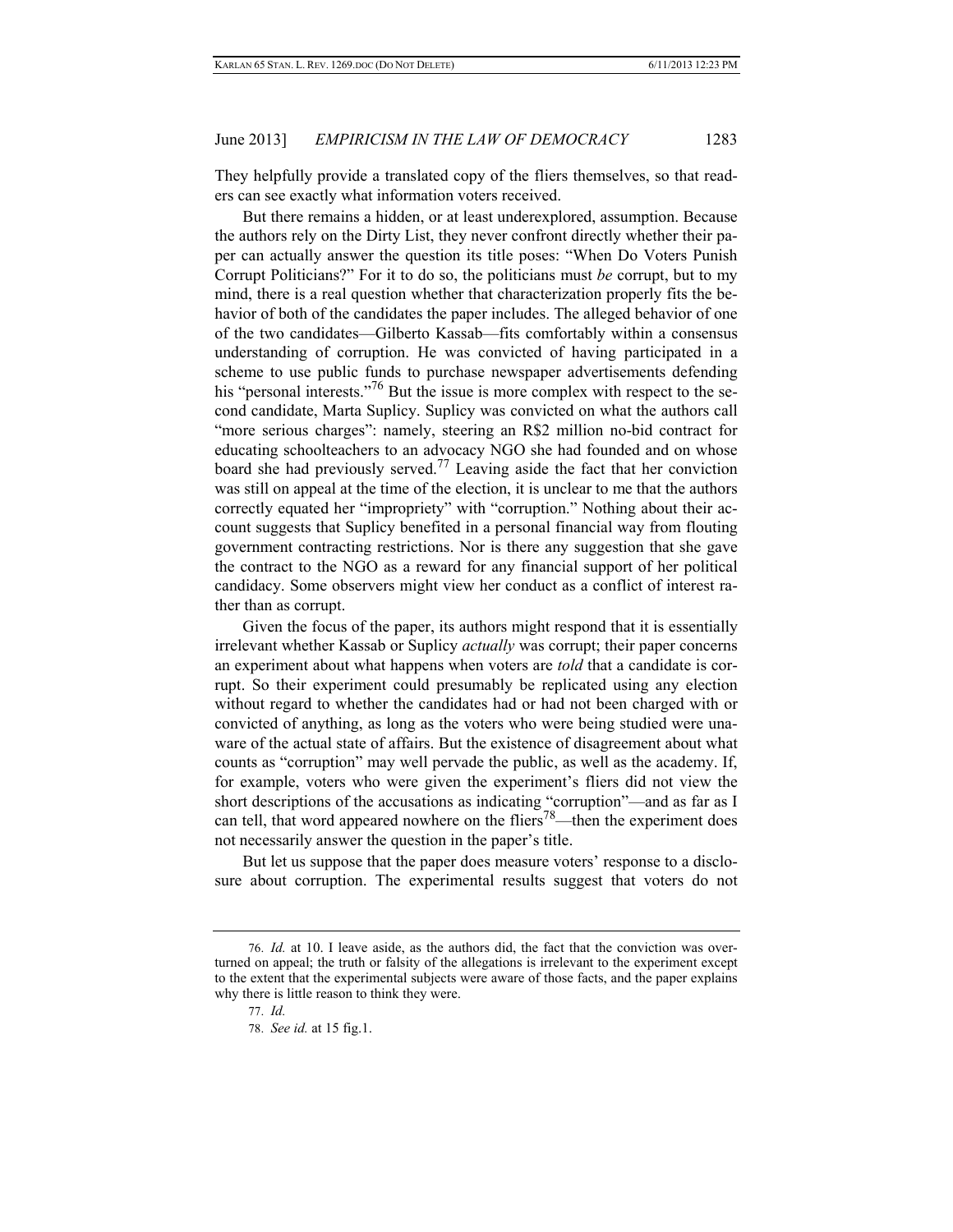They helpfully provide a translated copy of the fliers themselves, so that readers can see exactly what information voters received.

But there remains a hidden, or at least underexplored, assumption. Because the authors rely on the Dirty List, they never confront directly whether their paper can actually answer the question its title poses: "When Do Voters Punish Corrupt Politicians?" For it to do so, the politicians must *be* corrupt, but to my mind, there is a real question whether that characterization properly fits the behavior of both of the candidates the paper includes. The alleged behavior of one of the two candidates—Gilberto Kassab—fits comfortably within a consensus understanding of corruption. He was convicted of having participated in a scheme to use public funds to purchase newspaper advertisements defending his "personal interests."[76] But the issue is more complex with respect to the second candidate, Marta Suplicy. Suplicy was convicted on what the authors call "more serious charges": namely, steering an R$2 million no-bid contract for educating schoolteachers to an advocacy NGO she had founded and on whose board she had previously served.[77] Leaving aside the fact that her conviction was still on appeal at the time of the election, it is unclear to me that the authors correctly equated her "impropriety" with "corruption." Nothing about their account suggests that Suplicy benefited in a personal financial way from flouting government contracting restrictions. Nor is there any suggestion that she gave the contract to the NGO as a reward for any financial support of her political candidacy. Some observers might view her conduct as a conflict of interest rather than as corrupt.

Given the focus of the paper, its authors might respond that it is essentially irrelevant whether Kassab or Suplicy *actually* was corrupt; their paper concerns an experiment about what happens when voters are *told* that a candidate is corrupt. So their experiment could presumably be replicated using any election without regard to whether the candidates had or had not been charged with or convicted of anything, as long as the voters who were being studied were unaware of the actual state of affairs. But the existence of disagreement about what counts as "corruption" may well pervade the public, as well as the academy. If, for example, voters who were given the experiment's fliers did not view the short descriptions of the accusations as indicating "corruption"—and as far as I can tell, that word appeared nowhere on the fliers[78]—then the experiment does not necessarily answer the question in the paper's title.

But let us suppose that the paper does measure voters' response to a disclosure about corruption. The experimental results suggest that voters do not

---

76. *Id.* at 10. I leave aside, as the authors did, the fact that the conviction was overturned on appeal; the truth or falsity of the allegations is irrelevant to the experiment except to the extent that the experimental subjects were aware of those facts, and the paper explains why there is little reason to think they were.

77. *Id.*

78. *See id.* at 15 fig.1.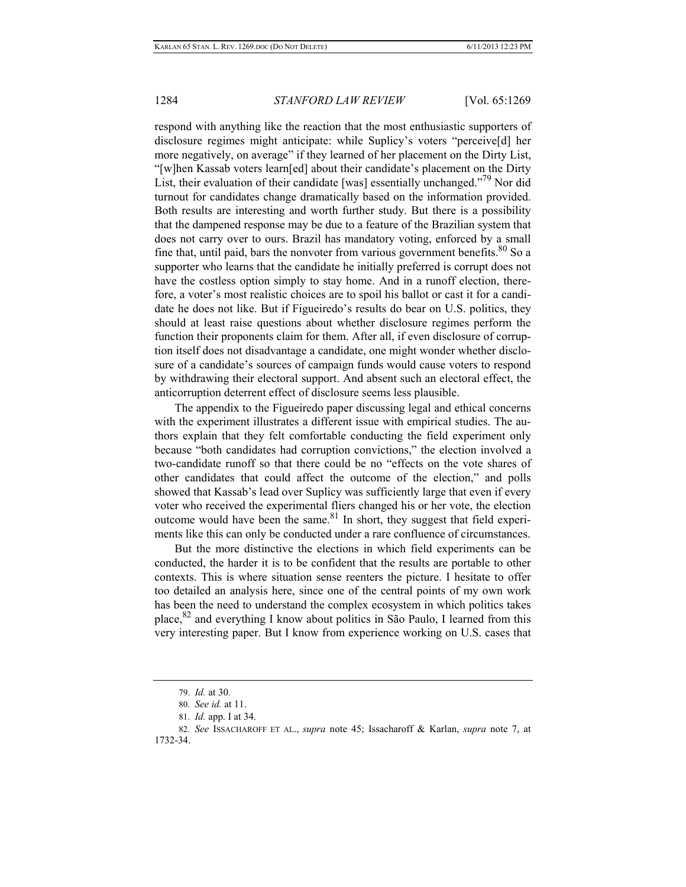respond with anything like the reaction that the most enthusiastic supporters of disclosure regimes might anticipate: while Suplicy's voters "perceive[d] her more negatively, on average" if they learned of her placement on the Dirty List, "[w]hen Kassab voters learn[ed] about their candidate's placement on the Dirty List, their evaluation of their candidate [was] essentially unchanged."[79] Nor did turnout for candidates change dramatically based on the information provided. Both results are interesting and worth further study. But there is a possibility that the dampened response may be due to a feature of the Brazilian system that does not carry over to ours. Brazil has mandatory voting, enforced by a small fine that, until paid, bars the nonvoter from various government benefits.[80] So a supporter who learns that the candidate he initially preferred is corrupt does not have the costless option simply to stay home. And in a runoff election, therefore, a voter's most realistic choices are to spoil his ballot or cast it for a candidate he does not like. But if Figueiredo's results do bear on U.S. politics, they should at least raise questions about whether disclosure regimes perform the function their proponents claim for them. After all, if even disclosure of corruption itself does not disadvantage a candidate, one might wonder whether disclosure of a candidate's sources of campaign funds would cause voters to respond by withdrawing their electoral support. And absent such an electoral effect, the anticorruption deterrent effect of disclosure seems less plausible.

The appendix to the Figueiredo paper discussing legal and ethical concerns with the experiment illustrates a different issue with empirical studies. The authors explain that they felt comfortable conducting the field experiment only because "both candidates had corruption convictions," the election involved a two-candidate runoff so that there could be no "effects on the vote shares of other candidates that could affect the outcome of the election," and polls showed that Kassab's lead over Suplicy was sufficiently large that even if every voter who received the experimental fliers changed his or her vote, the election outcome would have been the same.[81] In short, they suggest that field experiments like this can only be conducted under a rare confluence of circumstances.

But the more distinctive the elections in which field experiments can be conducted, the harder it is to be confident that the results are portable to other contexts. This is where situation sense reenters the picture. I hesitate to offer too detailed an analysis here, since one of the central points of my own work has been the need to understand the complex ecosystem in which politics takes place,[82] and everything I know about politics in São Paulo, I learned from this very interesting paper. But I know from experience working on U.S. cases that

---

79. *Id.* at 30.

80. *See id.* at 11.

81. *Id.* app. I at 34.

82. *See* ISSACHAROFF ET AL., *supra* note 45; Issacharoff & Karlan, *supra* note 7, at 1732-34.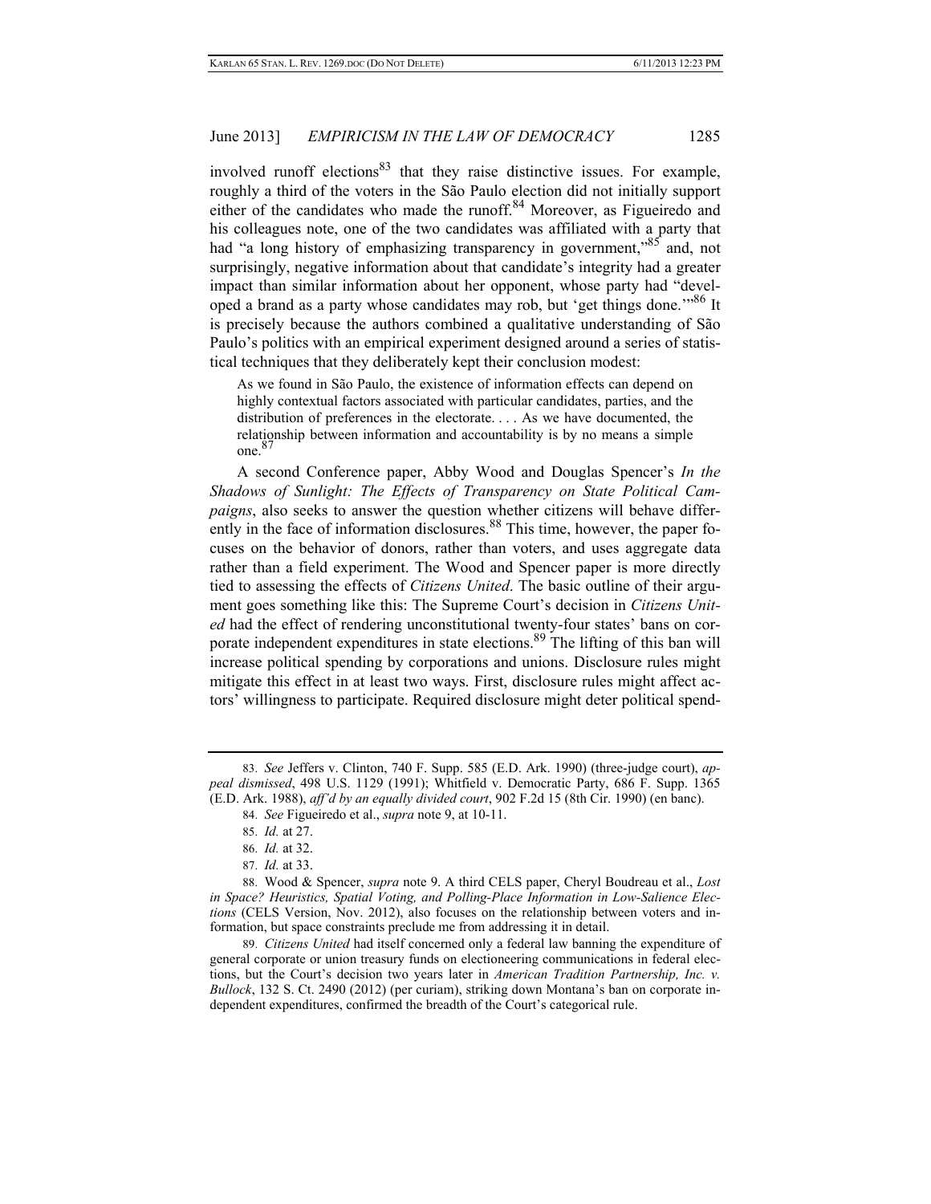involved runoff elections[83] that they raise distinctive issues. For example, roughly a third of the voters in the São Paulo election did not initially support either of the candidates who made the runoff.[84] Moreover, as Figueiredo and his colleagues note, one of the two candidates was affiliated with a party that had "a long history of emphasizing transparency in government,"[85] and, not surprisingly, negative information about that candidate's integrity had a greater impact than similar information about her opponent, whose party had "developed a brand as a party whose candidates may rob, but 'get things done.'"[86] It is precisely because the authors combined a qualitative understanding of São Paulo's politics with an empirical experiment designed around a series of statistical techniques that they deliberately kept their conclusion modest:

> As we found in São Paulo, the existence of information effects can depend on highly contextual factors associated with particular candidates, parties, and the distribution of preferences in the electorate. . . . As we have documented, the relationship between information and accountability is by no means a simple one.[87]

A second Conference paper, Abby Wood and Douglas Spencer's *In the Shadows of Sunlight: The Effects of Transparency on State Political Campaigns*, also seeks to answer the question whether citizens will behave differently in the face of information disclosures.[88] This time, however, the paper focuses on the behavior of donors, rather than voters, and uses aggregate data rather than a field experiment. The Wood and Spencer paper is more directly tied to assessing the effects of *Citizens United*. The basic outline of their argument goes something like this: The Supreme Court's decision in *Citizens United* had the effect of rendering unconstitutional twenty-four states' bans on corporate independent expenditures in state elections.[89] The lifting of this ban will increase political spending by corporations and unions. Disclosure rules might mitigate this effect in at least two ways. First, disclosure rules might affect actors' willingness to participate. Required disclosure might deter political spend-

---

83. *See* Jeffers v. Clinton, 740 F. Supp. 585 (E.D. Ark. 1990) (three-judge court), *appeal dismissed*, 498 U.S. 1129 (1991); Whitfield v. Democratic Party, 686 F. Supp. 1365 (E.D. Ark. 1988), *aff'd by an equally divided court*, 902 F.2d 15 (8th Cir. 1990) (en banc).

84. *See* Figueiredo et al., *supra* note 9, at 10-11.

85. *Id.* at 27.

86. *Id.* at 32.

87. *Id.* at 33.

88. Wood & Spencer, *supra* note 9. A third CELS paper, Cheryl Boudreau et al., *Lost in Space? Heuristics, Spatial Voting, and Polling-Place Information in Low-Salience Elections* (CELS Version, Nov. 2012), also focuses on the relationship between voters and information, but space constraints preclude me from addressing it in detail.

89. *Citizens United* had itself concerned only a federal law banning the expenditure of general corporate or union treasury funds on electioneering communications in federal elections, but the Court's decision two years later in *American Tradition Partnership, Inc. v. Bullock*, 132 S. Ct. 2490 (2012) (per curiam), striking down Montana's ban on corporate independent expenditures, confirmed the breadth of the Court's categorical rule.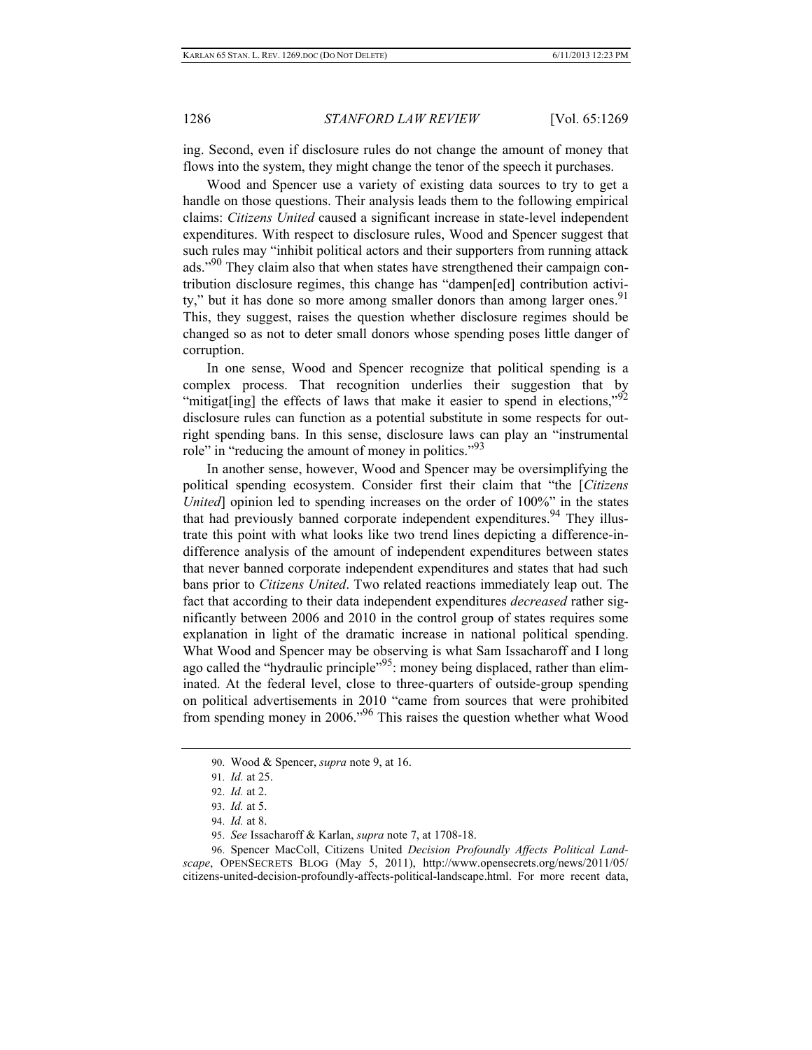ing. Second, even if disclosure rules do not change the amount of money that flows into the system, they might change the tenor of the speech it purchases.

Wood and Spencer use a variety of existing data sources to try to get a handle on those questions. Their analysis leads them to the following empirical claims: *Citizens United* caused a significant increase in state-level independent expenditures. With respect to disclosure rules, Wood and Spencer suggest that such rules may "inhibit political actors and their supporters from running attack ads."[90] They claim also that when states have strengthened their campaign contribution disclosure regimes, this change has "dampen[ed] contribution activity," but it has done so more among smaller donors than among larger ones.[91] This, they suggest, raises the question whether disclosure regimes should be changed so as not to deter small donors whose spending poses little danger of corruption.

In one sense, Wood and Spencer recognize that political spending is a complex process. That recognition underlies their suggestion that by "mitigat[ing] the effects of laws that make it easier to spend in elections,"[92] disclosure rules can function as a potential substitute in some respects for outright spending bans. In this sense, disclosure laws can play an "instrumental role" in "reducing the amount of money in politics."[93]

In another sense, however, Wood and Spencer may be oversimplifying the political spending ecosystem. Consider first their claim that "the [*Citizens United*] opinion led to spending increases on the order of 100%" in the states that had previously banned corporate independent expenditures.[94] They illustrate this point with what looks like two trend lines depicting a difference-in-difference analysis of the amount of independent expenditures between states that never banned corporate independent expenditures and states that had such bans prior to *Citizens United*. Two related reactions immediately leap out. The fact that according to their data independent expenditures *decreased* rather significantly between 2006 and 2010 in the control group of states requires some explanation in light of the dramatic increase in national political spending. What Wood and Spencer may be observing is what Sam Issacharoff and I long ago called the "hydraulic principle"[95]: money being displaced, rather than eliminated. At the federal level, close to three-quarters of outside-group spending on political advertisements in 2010 "came from sources that were prohibited from spending money in 2006."[96] This raises the question whether what Wood

---

90. Wood & Spencer, *supra* note 9, at 16.

91. *Id.* at 25.

92. *Id.* at 2.

93. *Id.* at 5.

94. *Id.* at 8.

95. *See* Issacharoff & Karlan, *supra* note 7, at 1708-18.

96. Spencer MacColl, Citizens United *Decision Profoundly Affects Political Landscape*, OPENSECRETS BLOG (May 5, 2011), http://www.opensecrets.org/news/2011/05/citizens-united-decision-profoundly-affects-political-landscape.html. For more recent data,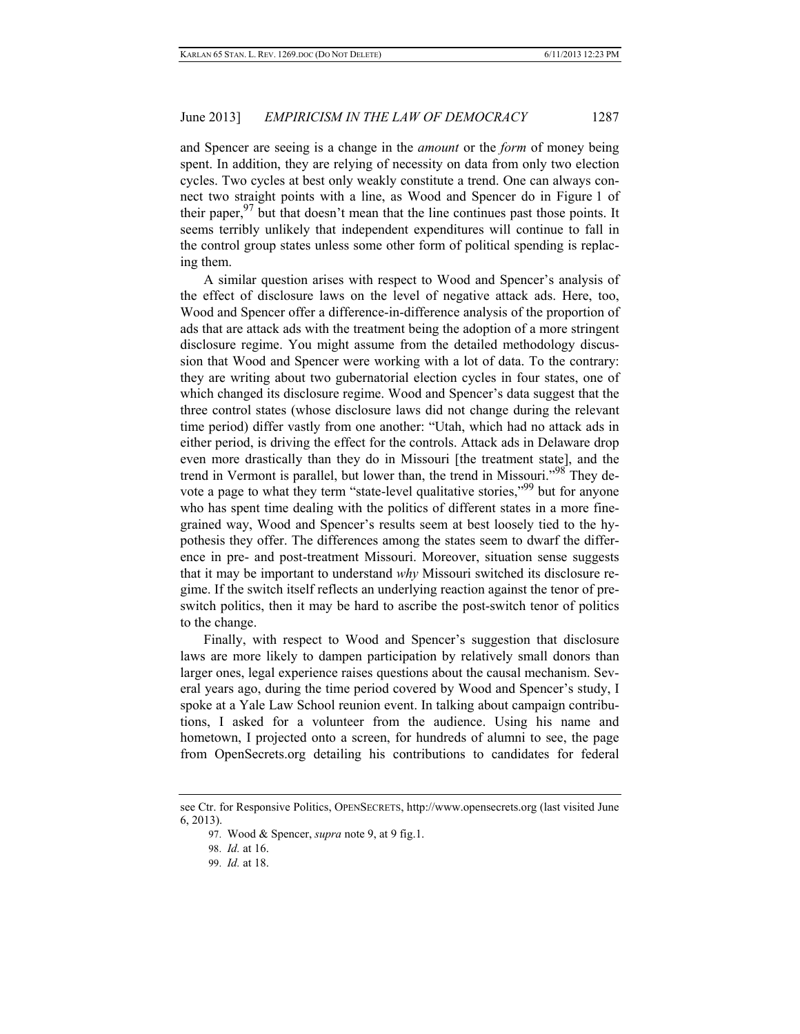and Spencer are seeing is a change in the *amount* or the *form* of money being spent. In addition, they are relying of necessity on data from only two election cycles. Two cycles at best only weakly constitute a trend. One can always connect two straight points with a line, as Wood and Spencer do in Figure 1 of their paper,[97] but that doesn't mean that the line continues past those points. It seems terribly unlikely that independent expenditures will continue to fall in the control group states unless some other form of political spending is replacing them.

A similar question arises with respect to Wood and Spencer's analysis of the effect of disclosure laws on the level of negative attack ads. Here, too, Wood and Spencer offer a difference-in-difference analysis of the proportion of ads that are attack ads with the treatment being the adoption of a more stringent disclosure regime. You might assume from the detailed methodology discussion that Wood and Spencer were working with a lot of data. To the contrary: they are writing about two gubernatorial election cycles in four states, one of which changed its disclosure regime. Wood and Spencer's data suggest that the three control states (whose disclosure laws did not change during the relevant time period) differ vastly from one another: "Utah, which had no attack ads in either period, is driving the effect for the controls. Attack ads in Delaware drop even more drastically than they do in Missouri [the treatment state], and the trend in Vermont is parallel, but lower than, the trend in Missouri."[98] They devote a page to what they term "state-level qualitative stories,"[99] but for anyone who has spent time dealing with the politics of different states in a more fine-grained way, Wood and Spencer's results seem at best loosely tied to the hypothesis they offer. The differences among the states seem to dwarf the difference in pre- and post-treatment Missouri. Moreover, situation sense suggests that it may be important to understand *why* Missouri switched its disclosure regime. If the switch itself reflects an underlying reaction against the tenor of pre-switch politics, then it may be hard to ascribe the post-switch tenor of politics to the change.

Finally, with respect to Wood and Spencer's suggestion that disclosure laws are more likely to dampen participation by relatively small donors than larger ones, legal experience raises questions about the causal mechanism. Several years ago, during the time period covered by Wood and Spencer's study, I spoke at a Yale Law School reunion event. In talking about campaign contributions, I asked for a volunteer from the audience. Using his name and hometown, I projected onto a screen, for hundreds of alumni to see, the page from OpenSecrets.org detailing his contributions to candidates for federal

---

see Ctr. for Responsive Politics, OPENSECRETS, http://www.opensecrets.org (last visited June 6, 2013).

97. Wood & Spencer, *supra* note 9, at 9 fig.1.

98. *Id.* at 16.

99. *Id.* at 18.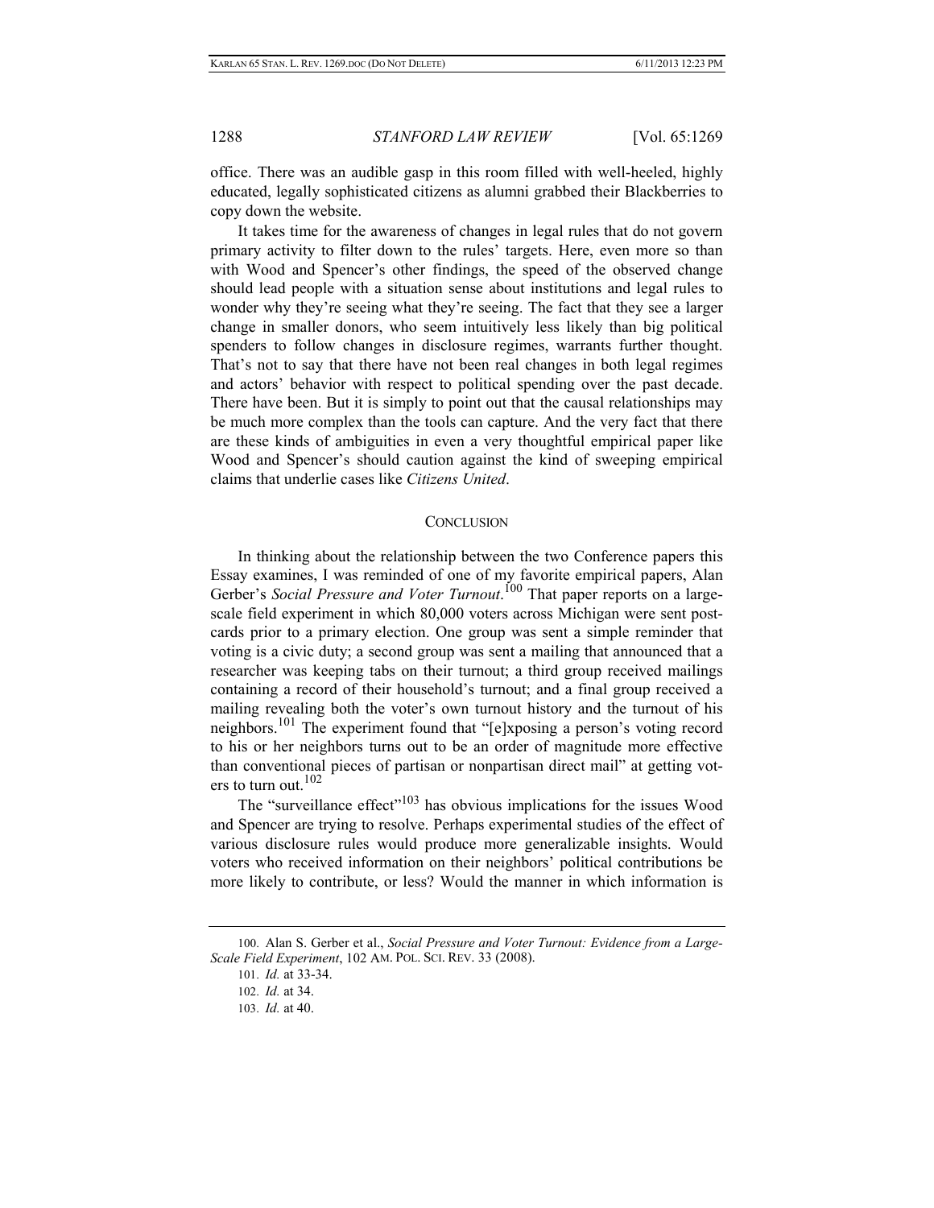office. There was an audible gasp in this room filled with well-heeled, highly educated, legally sophisticated citizens as alumni grabbed their Blackberries to copy down the website.

It takes time for the awareness of changes in legal rules that do not govern primary activity to filter down to the rules' targets. Here, even more so than with Wood and Spencer's other findings, the speed of the observed change should lead people with a situation sense about institutions and legal rules to wonder why they're seeing what they're seeing. The fact that they see a larger change in smaller donors, who seem intuitively less likely than big political spenders to follow changes in disclosure regimes, warrants further thought. That's not to say that there have not been real changes in both legal regimes and actors' behavior with respect to political spending over the past decade. There have been. But it is simply to point out that the causal relationships may be much more complex than the tools can capture. And the very fact that there are these kinds of ambiguities in even a very thoughtful empirical paper like Wood and Spencer's should caution against the kind of sweeping empirical claims that underlie cases like *Citizens United*.

## CONCLUSION

In thinking about the relationship between the two Conference papers this Essay examines, I was reminded of one of my favorite empirical papers, Alan Gerber's *Social Pressure and Voter Turnout*.[100] That paper reports on a large-scale field experiment in which 80,000 voters across Michigan were sent post-cards prior to a primary election. One group was sent a simple reminder that voting is a civic duty; a second group was sent a mailing that announced that a researcher was keeping tabs on their turnout; a third group received mailings containing a record of their household's turnout; and a final group received a mailing revealing both the voter's own turnout history and the turnout of his neighbors.[101] The experiment found that "[e]xposing a person's voting record to his or her neighbors turns out to be an order of magnitude more effective than conventional pieces of partisan or nonpartisan direct mail" at getting voters to turn out.[102]

The "surveillance effect"[103] has obvious implications for the issues Wood and Spencer are trying to resolve. Perhaps experimental studies of the effect of various disclosure rules would produce more generalizable insights. Would voters who received information on their neighbors' political contributions be more likely to contribute, or less? Would the manner in which information is

---

100. Alan S. Gerber et al., *Social Pressure and Voter Turnout: Evidence from a Large-Scale Field Experiment*, 102 AM. POL. SCI. REV. 33 (2008).

101. *Id.* at 33-34.

102. *Id.* at 34.

103. *Id.* at 40.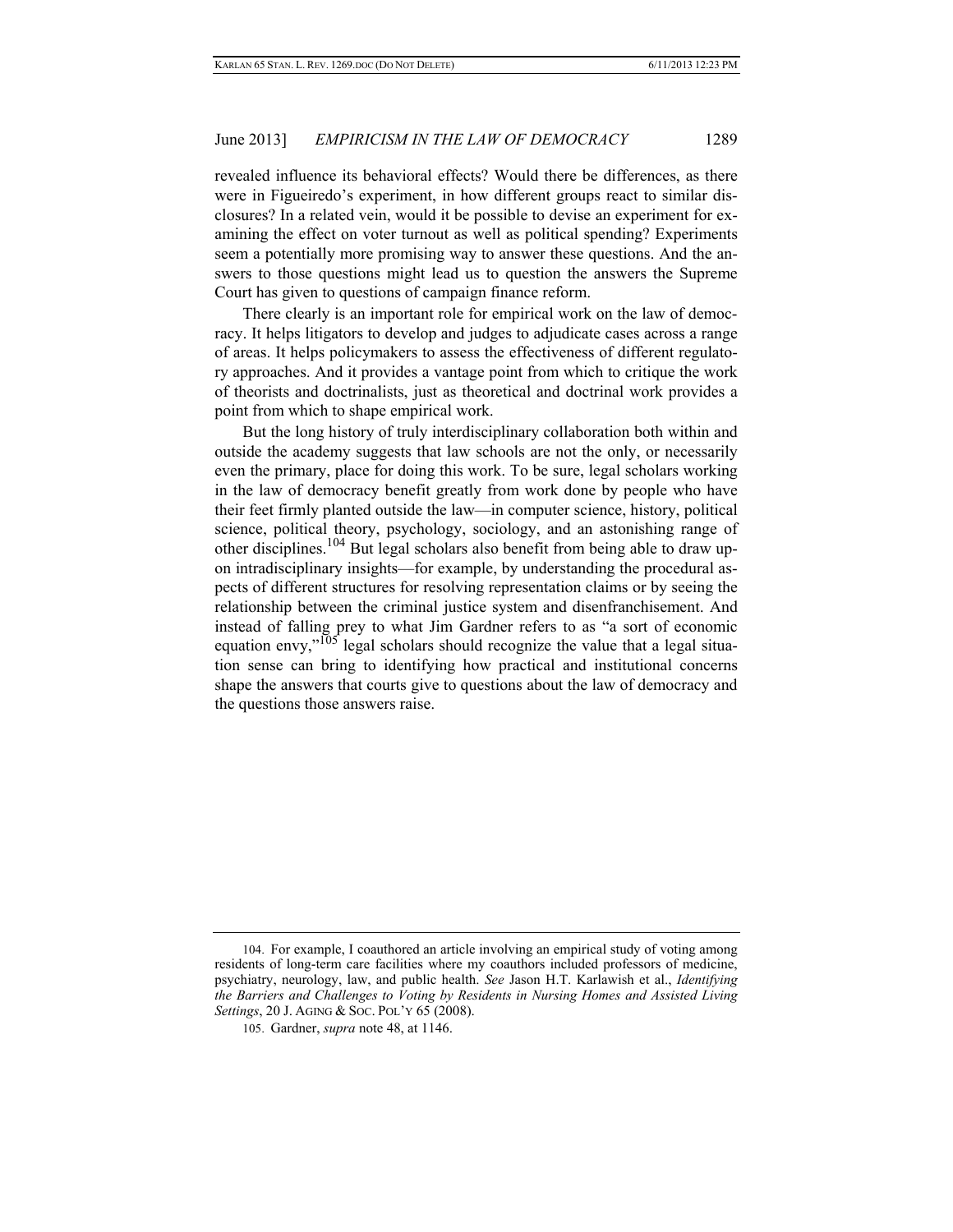revealed influence its behavioral effects? Would there be differences, as there were in Figueiredo's experiment, in how different groups react to similar disclosures? In a related vein, would it be possible to devise an experiment for examining the effect on voter turnout as well as political spending? Experiments seem a potentially more promising way to answer these questions. And the answers to those questions might lead us to question the answers the Supreme Court has given to questions of campaign finance reform.

There clearly is an important role for empirical work on the law of democracy. It helps litigators to develop and judges to adjudicate cases across a range of areas. It helps policymakers to assess the effectiveness of different regulatory approaches. And it provides a vantage point from which to critique the work of theorists and doctrinalists, just as theoretical and doctrinal work provides a point from which to shape empirical work.

But the long history of truly interdisciplinary collaboration both within and outside the academy suggests that law schools are not the only, or necessarily even the primary, place for doing this work. To be sure, legal scholars working in the law of democracy benefit greatly from work done by people who have their feet firmly planted outside the law—in computer science, history, political science, political theory, psychology, sociology, and an astonishing range of other disciplines.[104] But legal scholars also benefit from being able to draw upon intradisciplinary insights—for example, by understanding the procedural aspects of different structures for resolving representation claims or by seeing the relationship between the criminal justice system and disenfranchisement. And instead of falling prey to what Jim Gardner refers to as "a sort of economic equation envy,"[105] legal scholars should recognize the value that a legal situation sense can bring to identifying how practical and institutional concerns shape the answers that courts give to questions about the law of democracy and the questions those answers raise.

---

104. For example, I coauthored an article involving an empirical study of voting among residents of long-term care facilities where my coauthors included professors of medicine, psychiatry, neurology, law, and public health. *See* Jason H.T. Karlawish et al., *Identifying the Barriers and Challenges to Voting by Residents in Nursing Homes and Assisted Living Settings*, 20 J. AGING & SOC. POL'Y 65 (2008).

105. Gardner, *supra* note 48, at 1146.